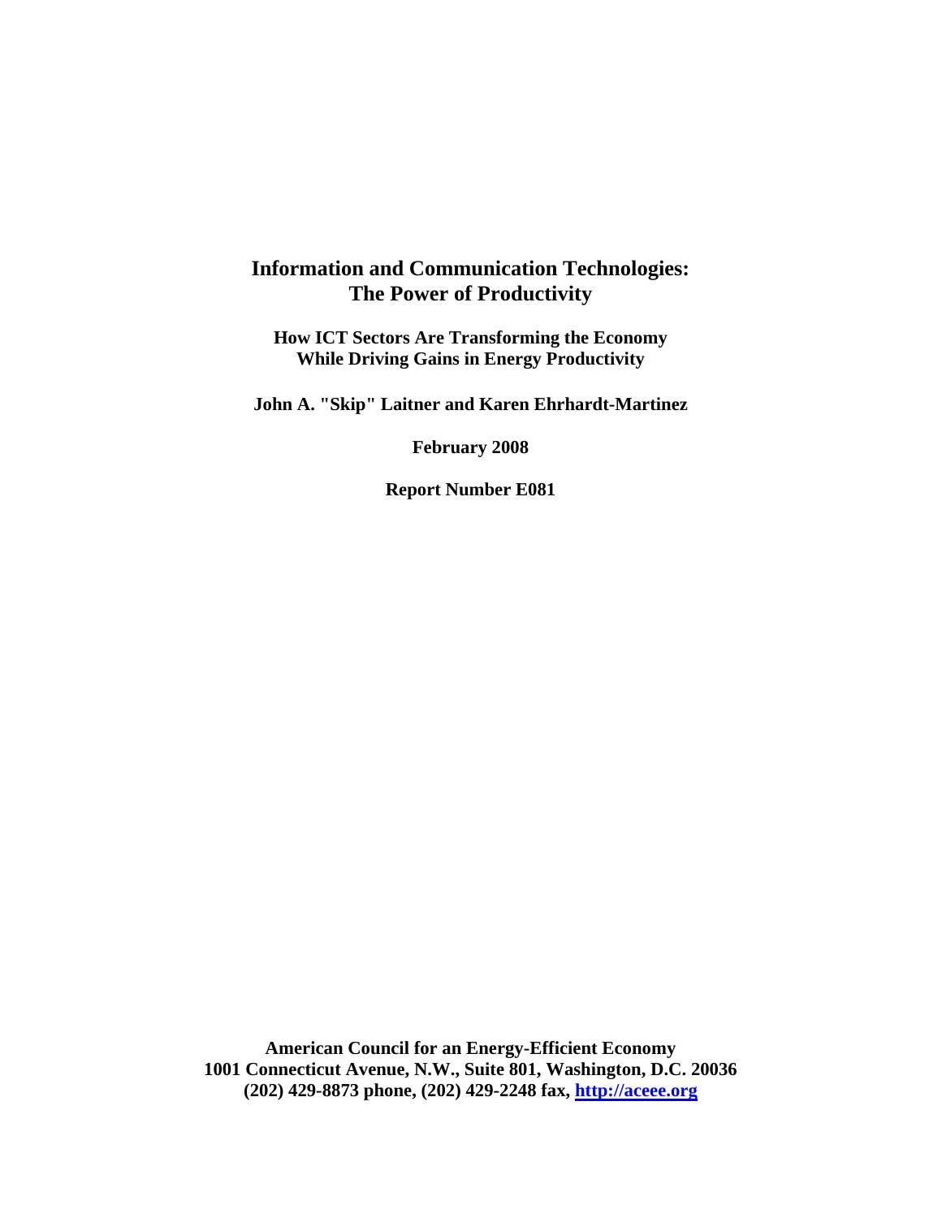# Information and Communication Technologies: The Power of Productivity

**How ICT Sectors Are Transforming the Economy While Driving Gains in Energy Productivity**

**John A. "Skip" Laitner and Karen Ehrhardt-Martinez**

**February 2008**

**Report Number E081**

**American Council for an Energy-Efficient Economy**
**1001 Connecticut Avenue, N.W., Suite 801, Washington, D.C. 20036**
**(202) 429-8873 phone, (202) 429-2248 fax, [http://aceee.org](http://aceee.org)**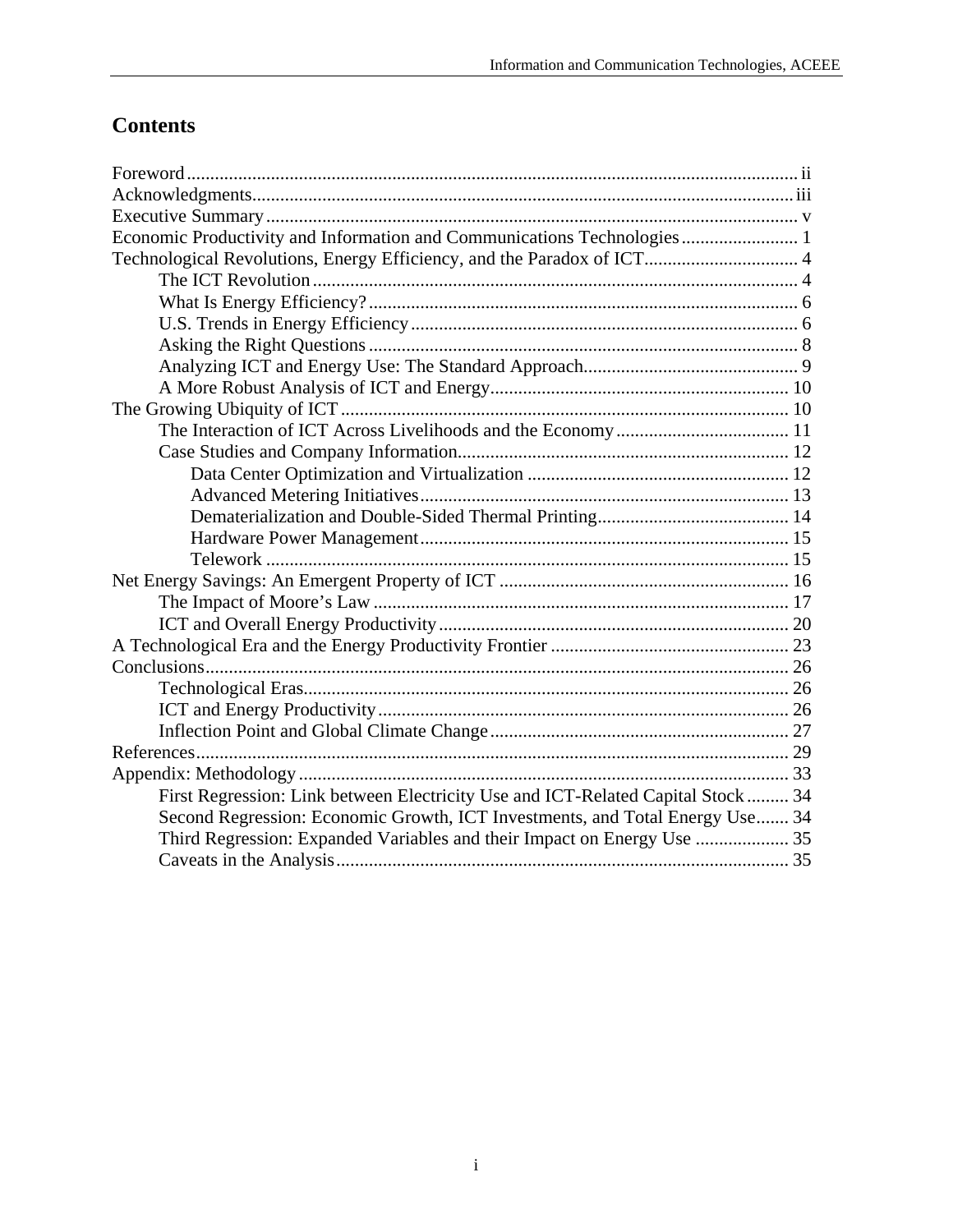# Contents

- Foreword ..... ii
- Acknowledgments ..... iii
- Executive Summary ..... v
- Economic Productivity and Information and Communications Technologies ..... 1
- Technological Revolutions, Energy Efficiency, and the Paradox of ICT ..... 4
  - The ICT Revolution ..... 4
  - What Is Energy Efficiency? ..... 6
  - U.S. Trends in Energy Efficiency ..... 6
  - Asking the Right Questions ..... 8
  - Analyzing ICT and Energy Use: The Standard Approach ..... 9
  - A More Robust Analysis of ICT and Energy ..... 10
- The Growing Ubiquity of ICT ..... 10
  - The Interaction of ICT Across Livelihoods and the Economy ..... 11
  - Case Studies and Company Information ..... 12
    - Data Center Optimization and Virtualization ..... 12
    - Advanced Metering Initiatives ..... 13
    - Dematerialization and Double-Sided Thermal Printing ..... 14
    - Hardware Power Management ..... 15
    - Telework ..... 15
- Net Energy Savings: An Emergent Property of ICT ..... 16
  - The Impact of Moore's Law ..... 17
  - ICT and Overall Energy Productivity ..... 20
- A Technological Era and the Energy Productivity Frontier ..... 23
- Conclusions ..... 26
  - Technological Eras ..... 26
  - ICT and Energy Productivity ..... 26
  - Inflection Point and Global Climate Change ..... 27
- References ..... 29
- Appendix: Methodology ..... 33
  - First Regression: Link between Electricity Use and ICT-Related Capital Stock ..... 34
  - Second Regression: Economic Growth, ICT Investments, and Total Energy Use ..... 34
  - Third Regression: Expanded Variables and their Impact on Energy Use ..... 35
  - Caveats in the Analysis ..... 35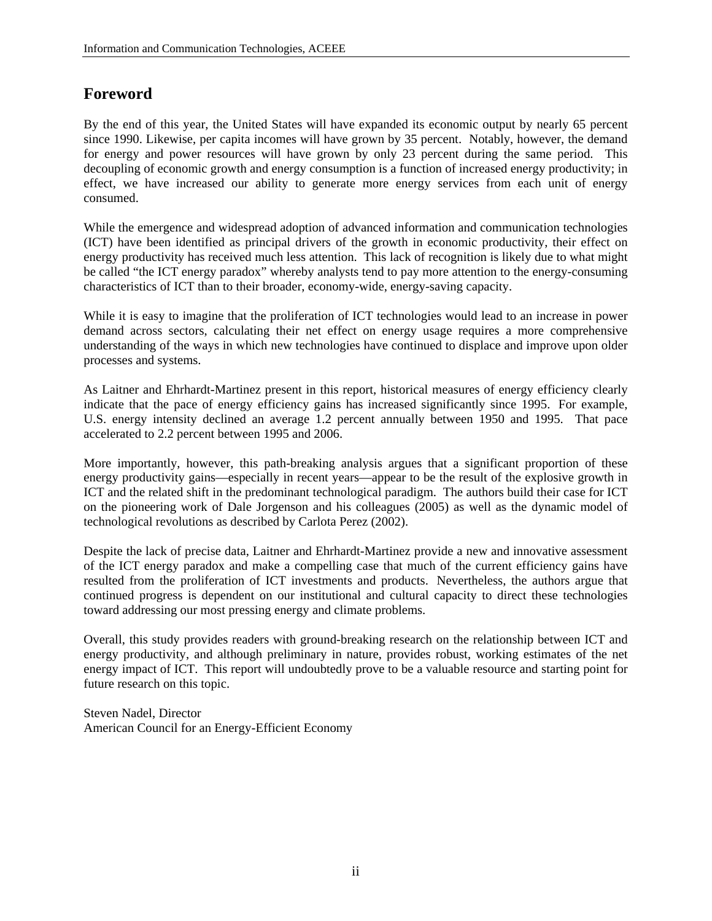## Foreword

By the end of this year, the United States will have expanded its economic output by nearly 65 percent since 1990. Likewise, per capita incomes will have grown by 35 percent. Notably, however, the demand for energy and power resources will have grown by only 23 percent during the same period. This decoupling of economic growth and energy consumption is a function of increased energy productivity; in effect, we have increased our ability to generate more energy services from each unit of energy consumed.

While the emergence and widespread adoption of advanced information and communication technologies (ICT) have been identified as principal drivers of the growth in economic productivity, their effect on energy productivity has received much less attention. This lack of recognition is likely due to what might be called "the ICT energy paradox" whereby analysts tend to pay more attention to the energy-consuming characteristics of ICT than to their broader, economy-wide, energy-saving capacity.

While it is easy to imagine that the proliferation of ICT technologies would lead to an increase in power demand across sectors, calculating their net effect on energy usage requires a more comprehensive understanding of the ways in which new technologies have continued to displace and improve upon older processes and systems.

As Laitner and Ehrhardt-Martinez present in this report, historical measures of energy efficiency clearly indicate that the pace of energy efficiency gains has increased significantly since 1995. For example, U.S. energy intensity declined an average 1.2 percent annually between 1950 and 1995. That pace accelerated to 2.2 percent between 1995 and 2006.

More importantly, however, this path-breaking analysis argues that a significant proportion of these energy productivity gains—especially in recent years—appear to be the result of the explosive growth in ICT and the related shift in the predominant technological paradigm. The authors build their case for ICT on the pioneering work of Dale Jorgenson and his colleagues (2005) as well as the dynamic model of technological revolutions as described by Carlota Perez (2002).

Despite the lack of precise data, Laitner and Ehrhardt-Martinez provide a new and innovative assessment of the ICT energy paradox and make a compelling case that much of the current efficiency gains have resulted from the proliferation of ICT investments and products. Nevertheless, the authors argue that continued progress is dependent on our institutional and cultural capacity to direct these technologies toward addressing our most pressing energy and climate problems.

Overall, this study provides readers with ground-breaking research on the relationship between ICT and energy productivity, and although preliminary in nature, provides robust, working estimates of the net energy impact of ICT. This report will undoubtedly prove to be a valuable resource and starting point for future research on this topic.

Steven Nadel, Director
American Council for an Energy-Efficient Economy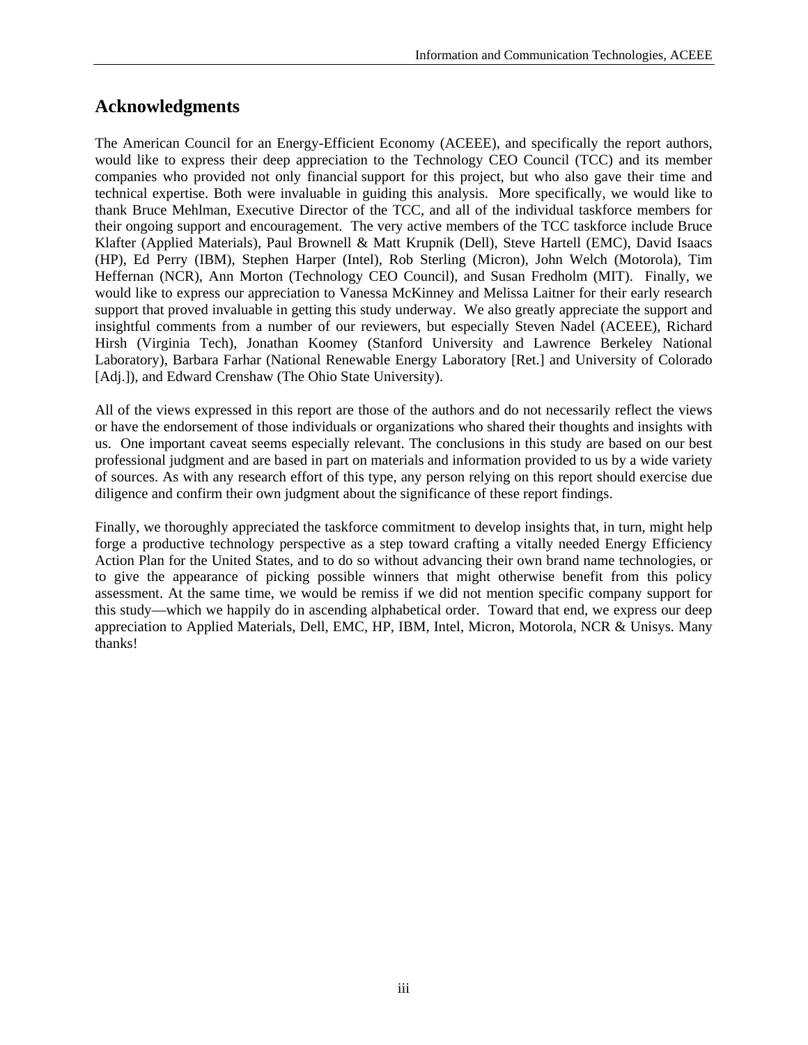## Acknowledgments

The American Council for an Energy-Efficient Economy (ACEEE), and specifically the report authors, would like to express their deep appreciation to the Technology CEO Council (TCC) and its member companies who provided not only financial support for this project, but who also gave their time and technical expertise. Both were invaluable in guiding this analysis. More specifically, we would like to thank Bruce Mehlman, Executive Director of the TCC, and all of the individual taskforce members for their ongoing support and encouragement. The very active members of the TCC taskforce include Bruce Klafter (Applied Materials), Paul Brownell & Matt Krupnik (Dell), Steve Hartell (EMC), David Isaacs (HP), Ed Perry (IBM), Stephen Harper (Intel), Rob Sterling (Micron), John Welch (Motorola), Tim Heffernan (NCR), Ann Morton (Technology CEO Council), and Susan Fredholm (MIT). Finally, we would like to express our appreciation to Vanessa McKinney and Melissa Laitner for their early research support that proved invaluable in getting this study underway. We also greatly appreciate the support and insightful comments from a number of our reviewers, but especially Steven Nadel (ACEEE), Richard Hirsh (Virginia Tech), Jonathan Koomey (Stanford University and Lawrence Berkeley National Laboratory), Barbara Farhar (National Renewable Energy Laboratory [Ret.] and University of Colorado [Adj.]), and Edward Crenshaw (The Ohio State University).

All of the views expressed in this report are those of the authors and do not necessarily reflect the views or have the endorsement of those individuals or organizations who shared their thoughts and insights with us. One important caveat seems especially relevant. The conclusions in this study are based on our best professional judgment and are based in part on materials and information provided to us by a wide variety of sources. As with any research effort of this type, any person relying on this report should exercise due diligence and confirm their own judgment about the significance of these report findings.

Finally, we thoroughly appreciated the taskforce commitment to develop insights that, in turn, might help forge a productive technology perspective as a step toward crafting a vitally needed Energy Efficiency Action Plan for the United States, and to do so without advancing their own brand name technologies, or to give the appearance of picking possible winners that might otherwise benefit from this policy assessment. At the same time, we would be remiss if we did not mention specific company support for this study—which we happily do in ascending alphabetical order. Toward that end, we express our deep appreciation to Applied Materials, Dell, EMC, HP, IBM, Intel, Micron, Motorola, NCR & Unisys. Many thanks!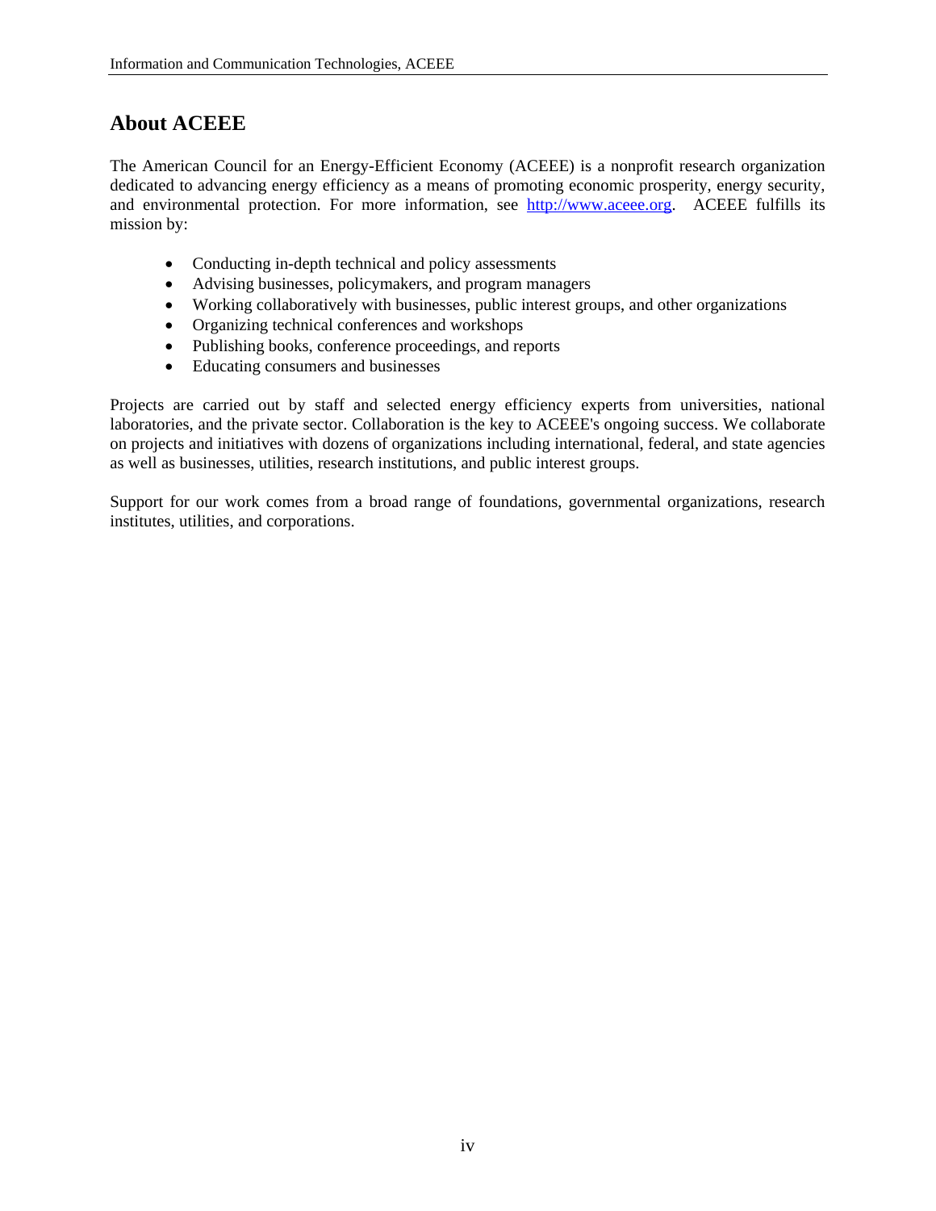## About ACEEE

The American Council for an Energy-Efficient Economy (ACEEE) is a nonprofit research organization dedicated to advancing energy efficiency as a means of promoting economic prosperity, energy security, and environmental protection. For more information, see [http://www.aceee.org](http://www.aceee.org). ACEEE fulfills its mission by:

- Conducting in-depth technical and policy assessments
- Advising businesses, policymakers, and program managers
- Working collaboratively with businesses, public interest groups, and other organizations
- Organizing technical conferences and workshops
- Publishing books, conference proceedings, and reports
- Educating consumers and businesses

Projects are carried out by staff and selected energy efficiency experts from universities, national laboratories, and the private sector. Collaboration is the key to ACEEE's ongoing success. We collaborate on projects and initiatives with dozens of organizations including international, federal, and state agencies as well as businesses, utilities, research institutions, and public interest groups.

Support for our work comes from a broad range of foundations, governmental organizations, research institutes, utilities, and corporations.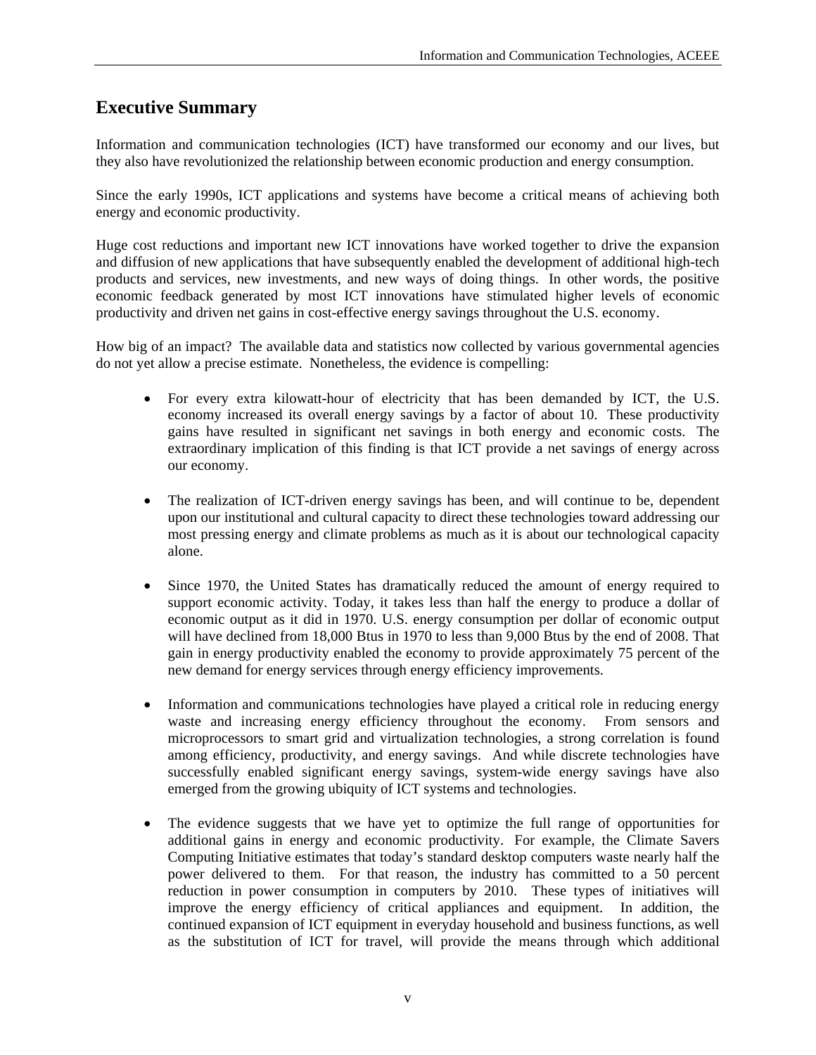# Executive Summary

Information and communication technologies (ICT) have transformed our economy and our lives, but they also have revolutionized the relationship between economic production and energy consumption.

Since the early 1990s, ICT applications and systems have become a critical means of achieving both energy and economic productivity.

Huge cost reductions and important new ICT innovations have worked together to drive the expansion and diffusion of new applications that have subsequently enabled the development of additional high-tech products and services, new investments, and new ways of doing things. In other words, the positive economic feedback generated by most ICT innovations have stimulated higher levels of economic productivity and driven net gains in cost-effective energy savings throughout the U.S. economy.

How big of an impact? The available data and statistics now collected by various governmental agencies do not yet allow a precise estimate. Nonetheless, the evidence is compelling:

- For every extra kilowatt-hour of electricity that has been demanded by ICT, the U.S. economy increased its overall energy savings by a factor of about 10. These productivity gains have resulted in significant net savings in both energy and economic costs. The extraordinary implication of this finding is that ICT provide a net savings of energy across our economy.

- The realization of ICT-driven energy savings has been, and will continue to be, dependent upon our institutional and cultural capacity to direct these technologies toward addressing our most pressing energy and climate problems as much as it is about our technological capacity alone.

- Since 1970, the United States has dramatically reduced the amount of energy required to support economic activity. Today, it takes less than half the energy to produce a dollar of economic output as it did in 1970. U.S. energy consumption per dollar of economic output will have declined from 18,000 Btus in 1970 to less than 9,000 Btus by the end of 2008. That gain in energy productivity enabled the economy to provide approximately 75 percent of the new demand for energy services through energy efficiency improvements.

- Information and communications technologies have played a critical role in reducing energy waste and increasing energy efficiency throughout the economy. From sensors and microprocessors to smart grid and virtualization technologies, a strong correlation is found among efficiency, productivity, and energy savings. And while discrete technologies have successfully enabled significant energy savings, system-wide energy savings have also emerged from the growing ubiquity of ICT systems and technologies.

- The evidence suggests that we have yet to optimize the full range of opportunities for additional gains in energy and economic productivity. For example, the Climate Savers Computing Initiative estimates that today's standard desktop computers waste nearly half the power delivered to them. For that reason, the industry has committed to a 50 percent reduction in power consumption in computers by 2010. These types of initiatives will improve the energy efficiency of critical appliances and equipment. In addition, the continued expansion of ICT equipment in everyday household and business functions, as well as the substitution of ICT for travel, will provide the means through which additional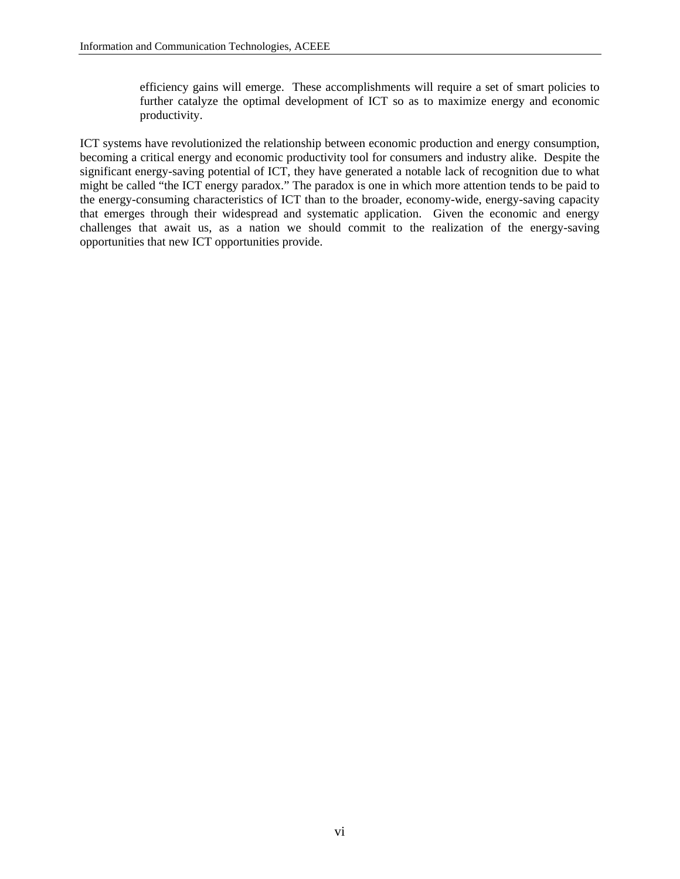> efficiency gains will emerge. These accomplishments will require a set of smart policies to further catalyze the optimal development of ICT so as to maximize energy and economic productivity.

ICT systems have revolutionized the relationship between economic production and energy consumption, becoming a critical energy and economic productivity tool for consumers and industry alike. Despite the significant energy-saving potential of ICT, they have generated a notable lack of recognition due to what might be called "the ICT energy paradox." The paradox is one in which more attention tends to be paid to the energy-consuming characteristics of ICT than to the broader, economy-wide, energy-saving capacity that emerges through their widespread and systematic application. Given the economic and energy challenges that await us, as a nation we should commit to the realization of the energy-saving opportunities that new ICT opportunities provide.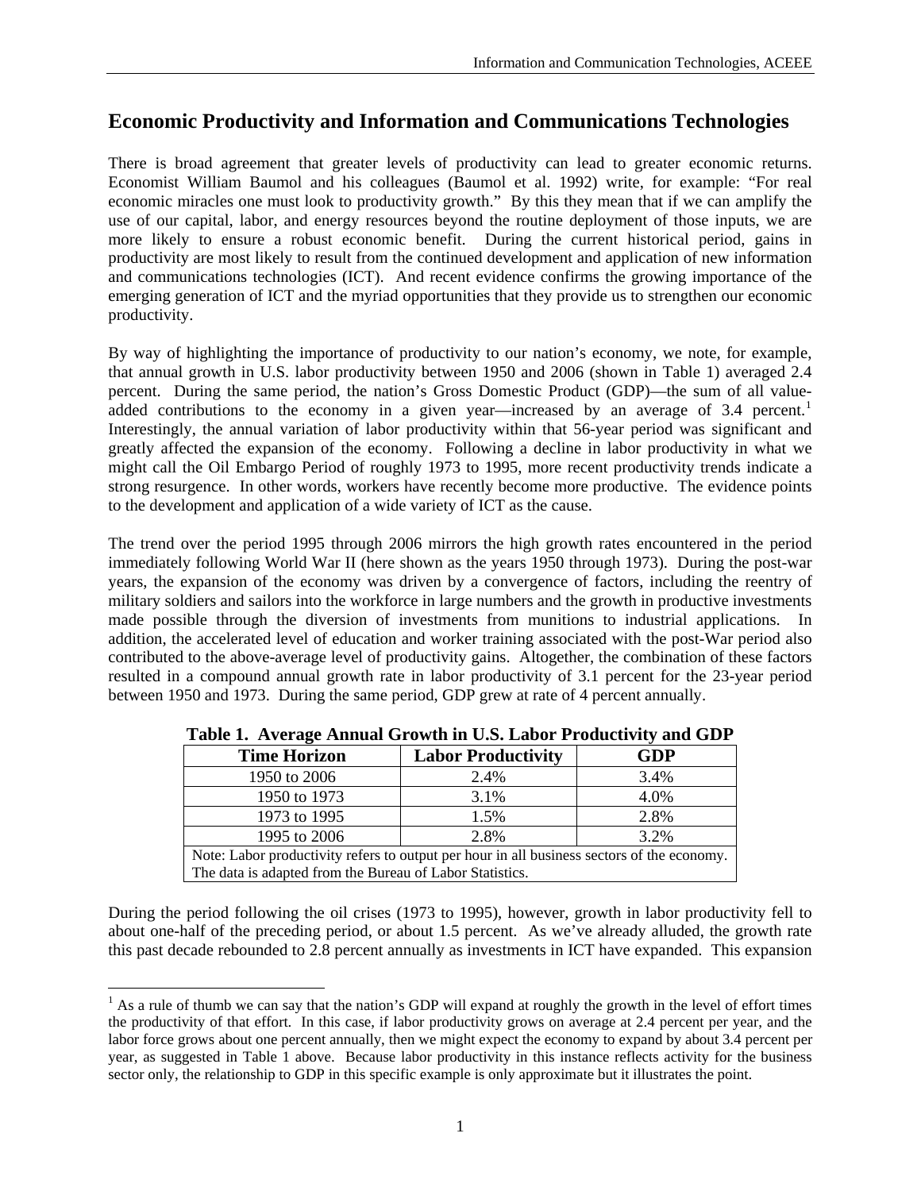## Economic Productivity and Information and Communications Technologies

There is broad agreement that greater levels of productivity can lead to greater economic returns. Economist William Baumol and his colleagues (Baumol et al. 1992) write, for example: "For real economic miracles one must look to productivity growth." By this they mean that if we can amplify the use of our capital, labor, and energy resources beyond the routine deployment of those inputs, we are more likely to ensure a robust economic benefit. During the current historical period, gains in productivity are most likely to result from the continued development and application of new information and communications technologies (ICT). And recent evidence confirms the growing importance of the emerging generation of ICT and the myriad opportunities that they provide us to strengthen our economic productivity.

By way of highlighting the importance of productivity to our nation's economy, we note, for example, that annual growth in U.S. labor productivity between 1950 and 2006 (shown in Table 1) averaged 2.4 percent. During the same period, the nation's Gross Domestic Product (GDP)—the sum of all value-added contributions to the economy in a given year—increased by an average of 3.4 percent.[1] Interestingly, the annual variation of labor productivity within that 56-year period was significant and greatly affected the expansion of the economy. Following a decline in labor productivity in what we might call the Oil Embargo Period of roughly 1973 to 1995, more recent productivity trends indicate a strong resurgence. In other words, workers have recently become more productive. The evidence points to the development and application of a wide variety of ICT as the cause.

The trend over the period 1995 through 2006 mirrors the high growth rates encountered in the period immediately following World War II (here shown as the years 1950 through 1973). During the post-war years, the expansion of the economy was driven by a convergence of factors, including the reentry of military soldiers and sailors into the workforce in large numbers and the growth in productive investments made possible through the diversion of investments from munitions to industrial applications. In addition, the accelerated level of education and worker training associated with the post-War period also contributed to the above-average level of productivity gains. Altogether, the combination of these factors resulted in a compound annual growth rate in labor productivity of 3.1 percent for the 23-year period between 1950 and 1973. During the same period, GDP grew at rate of 4 percent annually.

**Table 1. Average Annual Growth in U.S. Labor Productivity and GDP**

| Time Horizon | Labor Productivity | GDP |
|---|---|---|
| 1950 to 2006 | 2.4% | 3.4% |
| 1950 to 1973 | 3.1% | 4.0% |
| 1973 to 1995 | 1.5% | 2.8% |
| 1995 to 2006 | 2.8% | 3.2% |

Note: Labor productivity refers to output per hour in all business sectors of the economy. The data is adapted from the Bureau of Labor Statistics.

During the period following the oil crises (1973 to 1995), however, growth in labor productivity fell to about one-half of the preceding period, or about 1.5 percent. As we've already alluded, the growth rate this past decade rebounded to 2.8 percent annually as investments in ICT have expanded. This expansion

[1] As a rule of thumb we can say that the nation's GDP will expand at roughly the growth in the level of effort times the productivity of that effort. In this case, if labor productivity grows on average at 2.4 percent per year, and the labor force grows about one percent annually, then we might expect the economy to expand by about 3.4 percent per year, as suggested in Table 1 above. Because labor productivity in this instance reflects activity for the business sector only, the relationship to GDP in this specific example is only approximate but it illustrates the point.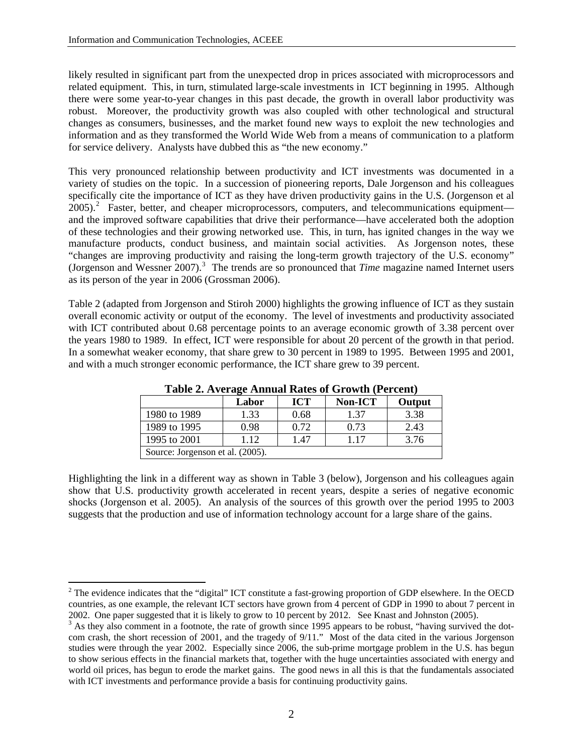likely resulted in significant part from the unexpected drop in prices associated with microprocessors and related equipment. This, in turn, stimulated large-scale investments in ICT beginning in 1995. Although there were some year-to-year changes in this past decade, the growth in overall labor productivity was robust. Moreover, the productivity growth was also coupled with other technological and structural changes as consumers, businesses, and the market found new ways to exploit the new technologies and information and as they transformed the World Wide Web from a means of communication to a platform for service delivery. Analysts have dubbed this as "the new economy."

This very pronounced relationship between productivity and ICT investments was documented in a variety of studies on the topic. In a succession of pioneering reports, Dale Jorgenson and his colleagues specifically cite the importance of ICT as they have driven productivity gains in the U.S. (Jorgenson et al 2005).[2] Faster, better, and cheaper microprocessors, computers, and telecommunications equipment—and the improved software capabilities that drive their performance—have accelerated both the adoption of these technologies and their growing networked use. This, in turn, has ignited changes in the way we manufacture products, conduct business, and maintain social activities. As Jorgenson notes, these "changes are improving productivity and raising the long-term growth trajectory of the U.S. economy" (Jorgenson and Wessner 2007).[3] The trends are so pronounced that *Time* magazine named Internet users as its person of the year in 2006 (Grossman 2006).

Table 2 (adapted from Jorgenson and Stiroh 2000) highlights the growing influence of ICT as they sustain overall economic activity or output of the economy. The level of investments and productivity associated with ICT contributed about 0.68 percentage points to an average economic growth of 3.38 percent over the years 1980 to 1989. In effect, ICT were responsible for about 20 percent of the growth in that period. In a somewhat weaker economy, that share grew to 30 percent in 1989 to 1995. Between 1995 and 2001, and with a much stronger economic performance, the ICT share grew to 39 percent.

**Table 2. Average Annual Rates of Growth (Percent)**

| | Labor | ICT | Non-ICT | Output |
|---|---|---|---|---|
| 1980 to 1989 | 1.33 | 0.68 | 1.37 | 3.38 |
| 1989 to 1995 | 0.98 | 0.72 | 0.73 | 2.43 |
| 1995 to 2001 | 1.12 | 1.47 | 1.17 | 3.76 |
| Source: Jorgenson et al. (2005). | | | | |

Highlighting the link in a different way as shown in Table 3 (below), Jorgenson and his colleagues again show that U.S. productivity growth accelerated in recent years, despite a series of negative economic shocks (Jorgenson et al. 2005). An analysis of the sources of this growth over the period 1995 to 2003 suggests that the production and use of information technology account for a large share of the gains.

[2] The evidence indicates that the "digital" ICT constitute a fast-growing proportion of GDP elsewhere. In the OECD countries, as one example, the relevant ICT sectors have grown from 4 percent of GDP in 1990 to about 7 percent in 2002. One paper suggested that it is likely to grow to 10 percent by 2012. See Knast and Johnston (2005).

[3] As they also comment in a footnote, the rate of growth since 1995 appears to be robust, "having survived the dot-com crash, the short recession of 2001, and the tragedy of 9/11." Most of the data cited in the various Jorgenson studies were through the year 2002. Especially since 2006, the sub-prime mortgage problem in the U.S. has begun to show serious effects in the financial markets that, together with the huge uncertainties associated with energy and world oil prices, has begun to erode the market gains. The good news in all this is that the fundamentals associated with ICT investments and performance provide a basis for continuing productivity gains.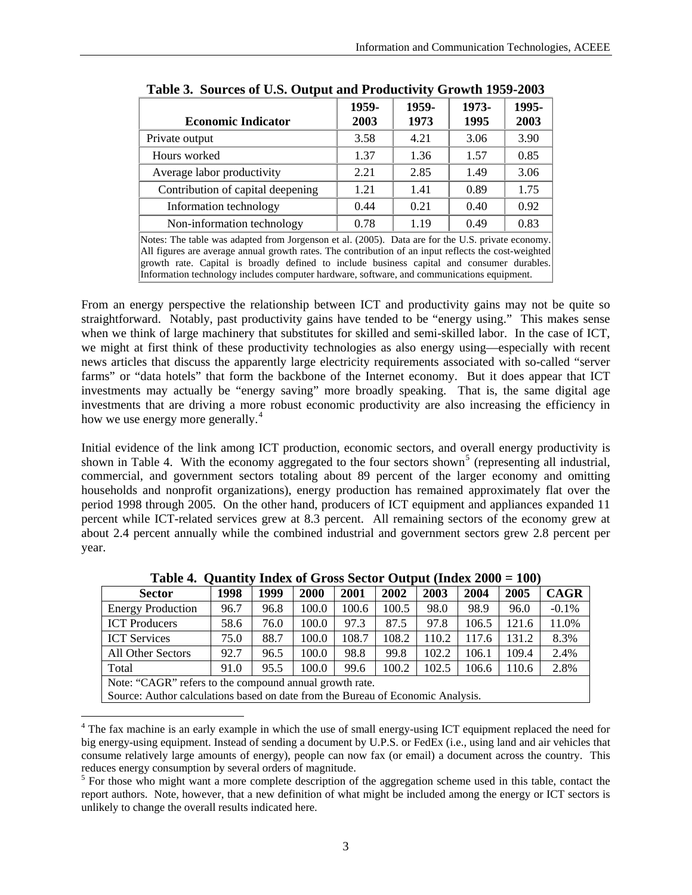**Table 3. Sources of U.S. Output and Productivity Growth 1959-2003**

| Economic Indicator | 1959-2003 | 1959-1973 | 1973-1995 | 1995-2003 |
|---|---|---|---|---|
| Private output | 3.58 | 4.21 | 3.06 | 3.90 |
| Hours worked | 1.37 | 1.36 | 1.57 | 0.85 |
| Average labor productivity | 2.21 | 2.85 | 1.49 | 3.06 |
| Contribution of capital deepening | 1.21 | 1.41 | 0.89 | 1.75 |
| Information technology | 0.44 | 0.21 | 0.40 | 0.92 |
| Non-information technology | 0.78 | 1.19 | 0.49 | 0.83 |

Notes: The table was adapted from Jorgenson et al. (2005). Data are for the U.S. private economy. All figures are average annual growth rates. The contribution of an input reflects the cost-weighted growth rate. Capital is broadly defined to include business capital and consumer durables. Information technology includes computer hardware, software, and communications equipment.

From an energy perspective the relationship between ICT and productivity gains may not be quite so straightforward. Notably, past productivity gains have tended to be "energy using." This makes sense when we think of large machinery that substitutes for skilled and semi-skilled labor. In the case of ICT, we might at first think of these productivity technologies as also energy using—especially with recent news articles that discuss the apparently large electricity requirements associated with so-called "server farms" or "data hotels" that form the backbone of the Internet economy. But it does appear that ICT investments may actually be "energy saving" more broadly speaking. That is, the same digital age investments that are driving a more robust economic productivity are also increasing the efficiency in how we use energy more generally.[4]

Initial evidence of the link among ICT production, economic sectors, and overall energy productivity is shown in Table 4. With the economy aggregated to the four sectors shown[5] (representing all industrial, commercial, and government sectors totaling about 89 percent of the larger economy and omitting households and nonprofit organizations), energy production has remained approximately flat over the period 1998 through 2005. On the other hand, producers of ICT equipment and appliances expanded 11 percent while ICT-related services grew at 8.3 percent. All remaining sectors of the economy grew at about 2.4 percent annually while the combined industrial and government sectors grew 2.8 percent per year.

**Table 4. Quantity Index of Gross Sector Output (Index 2000 = 100)**

| Sector | 1998 | 1999 | 2000 | 2001 | 2002 | 2003 | 2004 | 2005 | CAGR |
|---|---|---|---|---|---|---|---|---|---|
| Energy Production | 96.7 | 96.8 | 100.0 | 100.6 | 100.5 | 98.0 | 98.9 | 96.0 | -0.1% |
| ICT Producers | 58.6 | 76.0 | 100.0 | 97.3 | 87.5 | 97.8 | 106.5 | 121.6 | 11.0% |
| ICT Services | 75.0 | 88.7 | 100.0 | 108.7 | 108.2 | 110.2 | 117.6 | 131.2 | 8.3% |
| All Other Sectors | 92.7 | 96.5 | 100.0 | 98.8 | 99.8 | 102.2 | 106.1 | 109.4 | 2.4% |
| Total | 91.0 | 95.5 | 100.0 | 99.6 | 100.2 | 102.5 | 106.6 | 110.6 | 2.8% |

Note: "CAGR" refers to the compound annual growth rate.
Source: Author calculations based on date from the Bureau of Economic Analysis.

[4] The fax machine is an early example in which the use of small energy-using ICT equipment replaced the need for big energy-using equipment. Instead of sending a document by U.P.S. or FedEx (i.e., using land and air vehicles that consume relatively large amounts of energy), people can now fax (or email) a document across the country. This reduces energy consumption by several orders of magnitude.

[5] For those who might want a more complete description of the aggregation scheme used in this table, contact the report authors. Note, however, that a new definition of what might be included among the energy or ICT sectors is unlikely to change the overall results indicated here.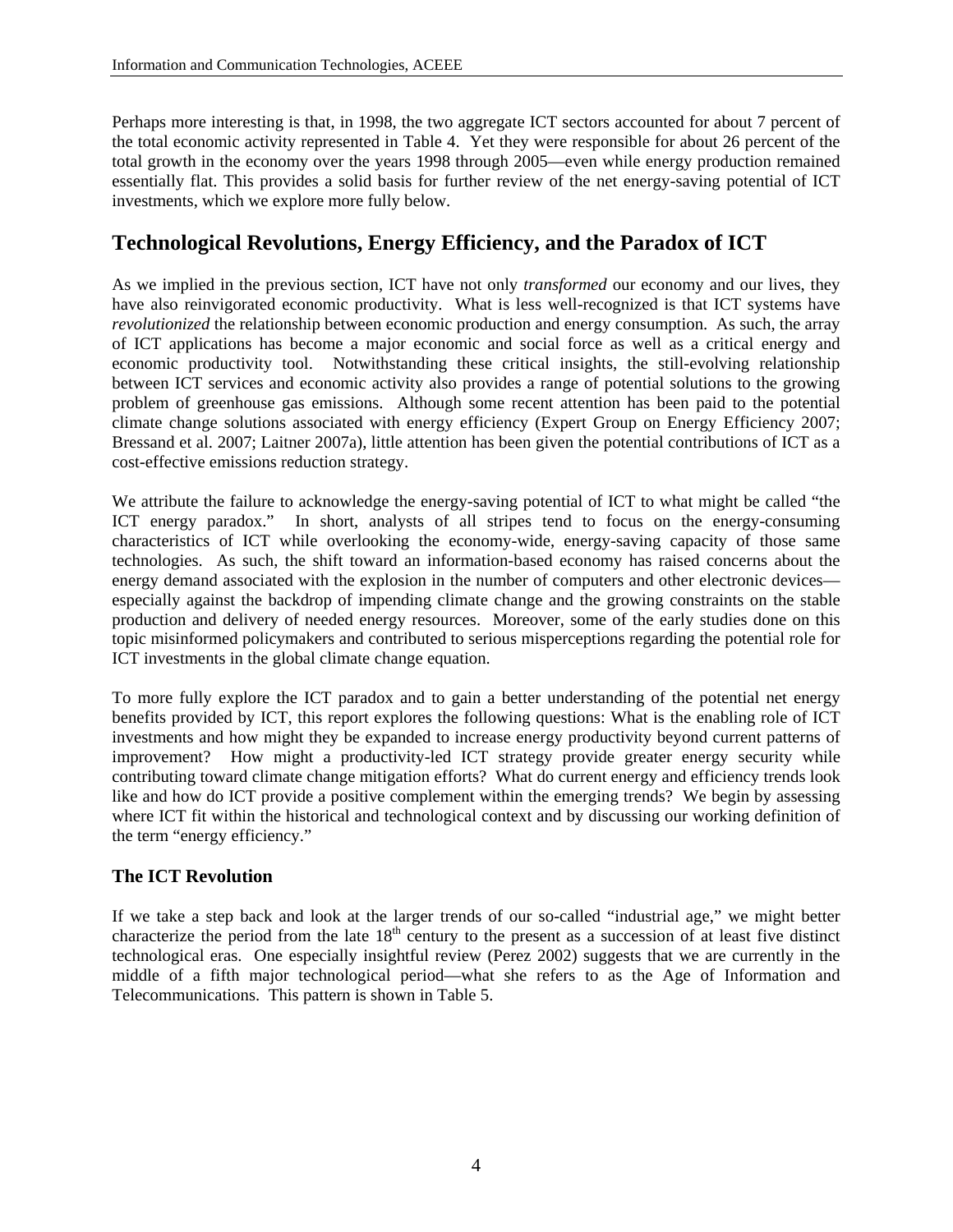Perhaps more interesting is that, in 1998, the two aggregate ICT sectors accounted for about 7 percent of the total economic activity represented in Table 4. Yet they were responsible for about 26 percent of the total growth in the economy over the years 1998 through 2005—even while energy production remained essentially flat. This provides a solid basis for further review of the net energy-saving potential of ICT investments, which we explore more fully below.

## Technological Revolutions, Energy Efficiency, and the Paradox of ICT

As we implied in the previous section, ICT have not only *transformed* our economy and our lives, they have also reinvigorated economic productivity. What is less well-recognized is that ICT systems have *revolutionized* the relationship between economic production and energy consumption. As such, the array of ICT applications has become a major economic and social force as well as a critical energy and economic productivity tool. Notwithstanding these critical insights, the still-evolving relationship between ICT services and economic activity also provides a range of potential solutions to the growing problem of greenhouse gas emissions. Although some recent attention has been paid to the potential climate change solutions associated with energy efficiency (Expert Group on Energy Efficiency 2007; Bressand et al. 2007; Laitner 2007a), little attention has been given the potential contributions of ICT as a cost-effective emissions reduction strategy.

We attribute the failure to acknowledge the energy-saving potential of ICT to what might be called "the ICT energy paradox." In short, analysts of all stripes tend to focus on the energy-consuming characteristics of ICT while overlooking the economy-wide, energy-saving capacity of those same technologies. As such, the shift toward an information-based economy has raised concerns about the energy demand associated with the explosion in the number of computers and other electronic devices—especially against the backdrop of impending climate change and the growing constraints on the stable production and delivery of needed energy resources. Moreover, some of the early studies done on this topic misinformed policymakers and contributed to serious misperceptions regarding the potential role for ICT investments in the global climate change equation.

To more fully explore the ICT paradox and to gain a better understanding of the potential net energy benefits provided by ICT, this report explores the following questions: What is the enabling role of ICT investments and how might they be expanded to increase energy productivity beyond current patterns of improvement? How might a productivity-led ICT strategy provide greater energy security while contributing toward climate change mitigation efforts? What do current energy and efficiency trends look like and how do ICT provide a positive complement within the emerging trends? We begin by assessing where ICT fit within the historical and technological context and by discussing our working definition of the term "energy efficiency."

### The ICT Revolution

If we take a step back and look at the larger trends of our so-called "industrial age," we might better characterize the period from the late 18th century to the present as a succession of at least five distinct technological eras. One especially insightful review (Perez 2002) suggests that we are currently in the middle of a fifth major technological period—what she refers to as the Age of Information and Telecommunications. This pattern is shown in Table 5.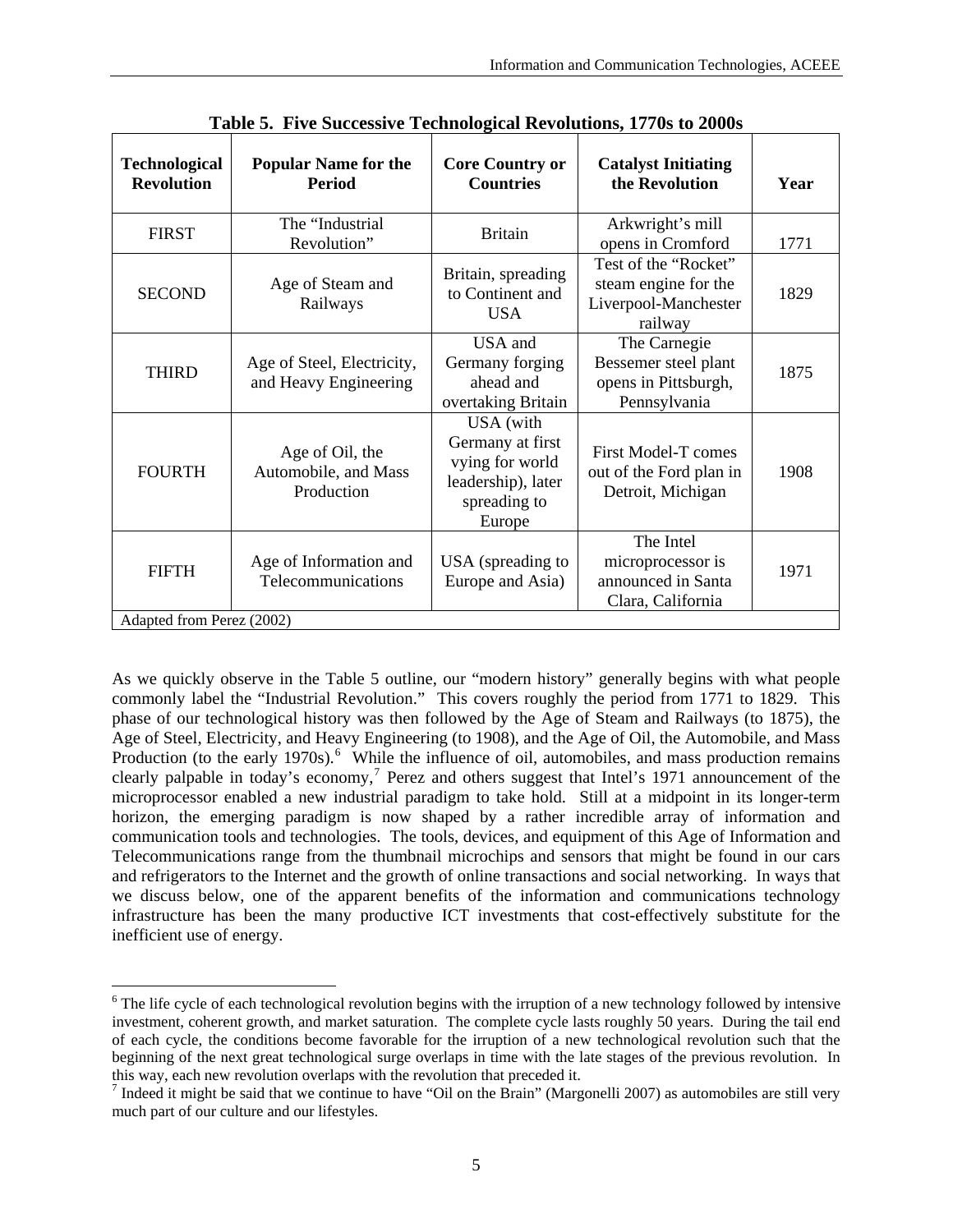**Table 5. Five Successive Technological Revolutions, 1770s to 2000s**

| Technological Revolution | Popular Name for the Period | Core Country or Countries | Catalyst Initiating the Revolution | Year |
|---|---|---|---|---|
| FIRST | The "Industrial Revolution" | Britain | Arkwright's mill opens in Cromford | 1771 |
| SECOND | Age of Steam and Railways | Britain, spreading to Continent and USA | Test of the "Rocket" steam engine for the Liverpool-Manchester railway | 1829 |
| THIRD | Age of Steel, Electricity, and Heavy Engineering | USA and Germany forging ahead and overtaking Britain | The Carnegie Bessemer steel plant opens in Pittsburgh, Pennsylvania | 1875 |
| FOURTH | Age of Oil, the Automobile, and Mass Production | USA (with Germany at first vying for world leadership), later spreading to Europe | First Model-T comes out of the Ford plan in Detroit, Michigan | 1908 |
| FIFTH | Age of Information and Telecommunications | USA (spreading to Europe and Asia) | The Intel microprocessor is announced in Santa Clara, California | 1971 |

Adapted from Perez (2002)

As we quickly observe in the Table 5 outline, our "modern history" generally begins with what people commonly label the "Industrial Revolution." This covers roughly the period from 1771 to 1829. This phase of our technological history was then followed by the Age of Steam and Railways (to 1875), the Age of Steel, Electricity, and Heavy Engineering (to 1908), and the Age of Oil, the Automobile, and Mass Production (to the early 1970s).[6] While the influence of oil, automobiles, and mass production remains clearly palpable in today's economy,[7] Perez and others suggest that Intel's 1971 announcement of the microprocessor enabled a new industrial paradigm to take hold. Still at a midpoint in its longer-term horizon, the emerging paradigm is now shaped by a rather incredible array of information and communication tools and technologies. The tools, devices, and equipment of this Age of Information and Telecommunications range from the thumbnail microchips and sensors that might be found in our cars and refrigerators to the Internet and the growth of online transactions and social networking. In ways that we discuss below, one of the apparent benefits of the information and communications technology infrastructure has been the many productive ICT investments that cost-effectively substitute for the inefficient use of energy.

[6] The life cycle of each technological revolution begins with the irruption of a new technology followed by intensive investment, coherent growth, and market saturation. The complete cycle lasts roughly 50 years. During the tail end of each cycle, the conditions become favorable for the irruption of a new technological revolution such that the beginning of the next great technological surge overlaps in time with the late stages of the previous revolution. In this way, each new revolution overlaps with the revolution that preceded it.

[7] Indeed it might be said that we continue to have "Oil on the Brain" (Margonelli 2007) as automobiles are still very much part of our culture and our lifestyles.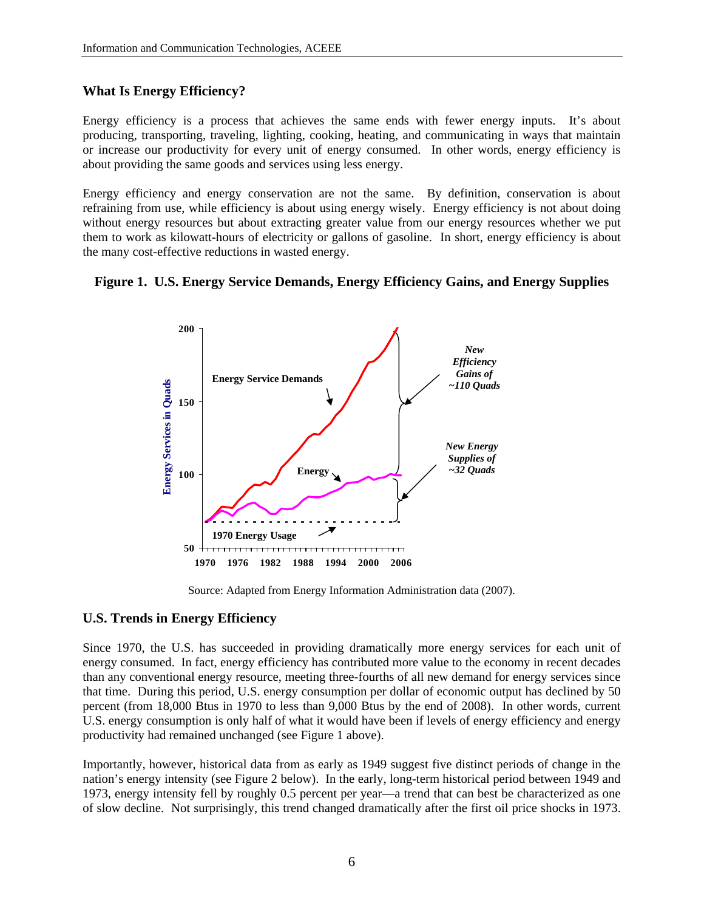## What Is Energy Efficiency?

Energy efficiency is a process that achieves the same ends with fewer energy inputs. It's about producing, transporting, traveling, lighting, cooking, heating, and communicating in ways that maintain or increase our productivity for every unit of energy consumed. In other words, energy efficiency is about providing the same goods and services using less energy.

Energy efficiency and energy conservation are not the same. By definition, conservation is about refraining from use, while efficiency is about using energy wisely. Energy efficiency is not about doing without energy resources but about extracting greater value from our energy resources whether we put them to work as kilowatt-hours of electricity or gallons of gasoline. In short, energy efficiency is about the many cost-effective reductions in wasted energy.

**Figure 1. U.S. Energy Service Demands, Energy Efficiency Gains, and Energy Supplies**

Source: Adapted from Energy Information Administration data (2007).

## U.S. Trends in Energy Efficiency

Since 1970, the U.S. has succeeded in providing dramatically more energy services for each unit of energy consumed. In fact, energy efficiency has contributed more value to the economy in recent decades than any conventional energy resource, meeting three-fourths of all new demand for energy services since that time. During this period, U.S. energy consumption per dollar of economic output has declined by 50 percent (from 18,000 Btus in 1970 to less than 9,000 Btus by the end of 2008). In other words, current U.S. energy consumption is only half of what it would have been if levels of energy efficiency and energy productivity had remained unchanged (see Figure 1 above).

Importantly, however, historical data from as early as 1949 suggest five distinct periods of change in the nation's energy intensity (see Figure 2 below). In the early, long-term historical period between 1949 and 1973, energy intensity fell by roughly 0.5 percent per year—a trend that can best be characterized as one of slow decline. Not surprisingly, this trend changed dramatically after the first oil price shocks in 1973.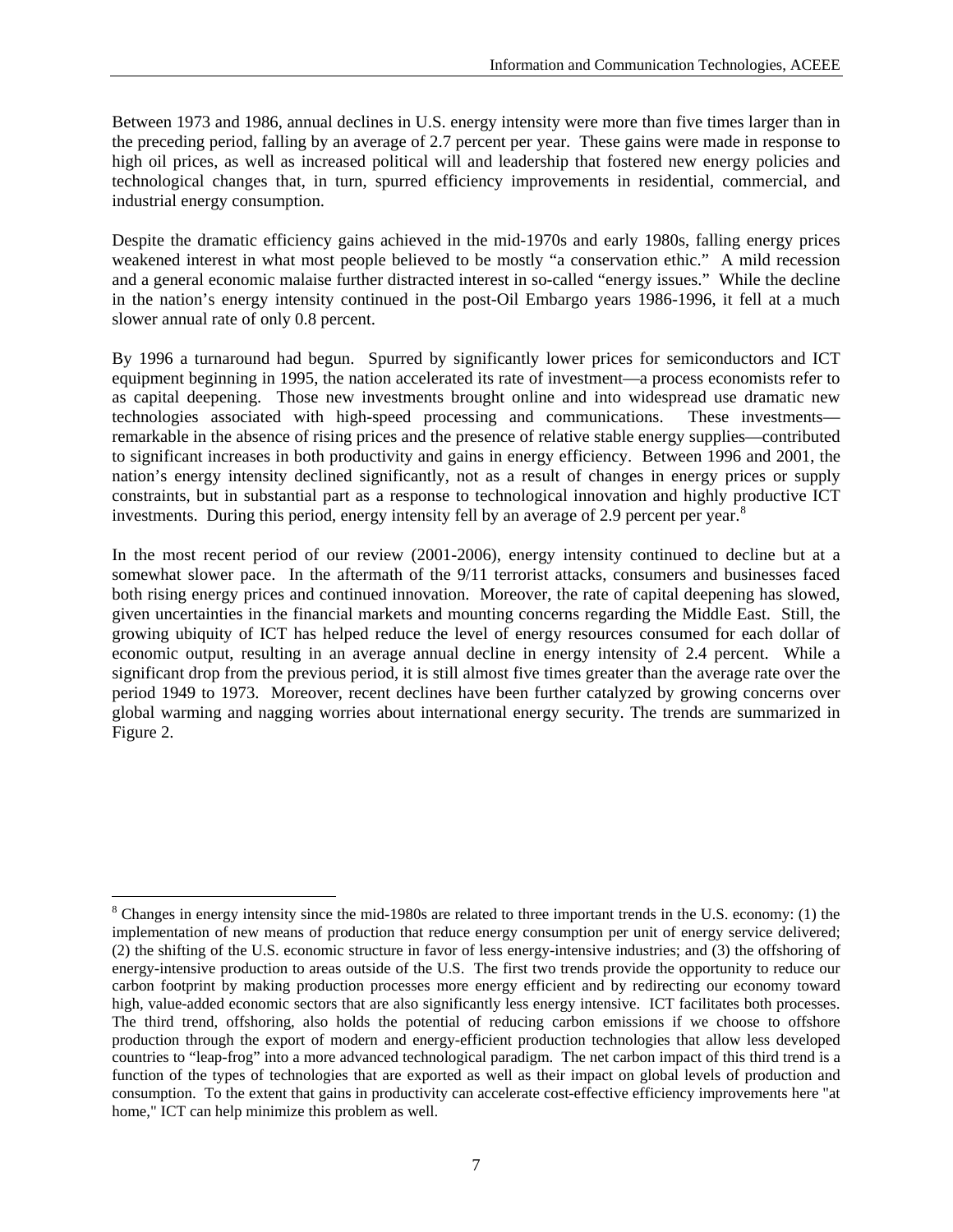Between 1973 and 1986, annual declines in U.S. energy intensity were more than five times larger than in the preceding period, falling by an average of 2.7 percent per year. These gains were made in response to high oil prices, as well as increased political will and leadership that fostered new energy policies and technological changes that, in turn, spurred efficiency improvements in residential, commercial, and industrial energy consumption.

Despite the dramatic efficiency gains achieved in the mid-1970s and early 1980s, falling energy prices weakened interest in what most people believed to be mostly "a conservation ethic." A mild recession and a general economic malaise further distracted interest in so-called "energy issues." While the decline in the nation's energy intensity continued in the post-Oil Embargo years 1986-1996, it fell at a much slower annual rate of only 0.8 percent.

By 1996 a turnaround had begun. Spurred by significantly lower prices for semiconductors and ICT equipment beginning in 1995, the nation accelerated its rate of investment—a process economists refer to as capital deepening. Those new investments brought online and into widespread use dramatic new technologies associated with high-speed processing and communications. These investments—remarkable in the absence of rising prices and the presence of relative stable energy supplies—contributed to significant increases in both productivity and gains in energy efficiency. Between 1996 and 2001, the nation's energy intensity declined significantly, not as a result of changes in energy prices or supply constraints, but in substantial part as a response to technological innovation and highly productive ICT investments. During this period, energy intensity fell by an average of 2.9 percent per year.[8]

In the most recent period of our review (2001-2006), energy intensity continued to decline but at a somewhat slower pace. In the aftermath of the 9/11 terrorist attacks, consumers and businesses faced both rising energy prices and continued innovation. Moreover, the rate of capital deepening has slowed, given uncertainties in the financial markets and mounting concerns regarding the Middle East. Still, the growing ubiquity of ICT has helped reduce the level of energy resources consumed for each dollar of economic output, resulting in an average annual decline in energy intensity of 2.4 percent. While a significant drop from the previous period, it is still almost five times greater than the average rate over the period 1949 to 1973. Moreover, recent declines have been further catalyzed by growing concerns over global warming and nagging worries about international energy security. The trends are summarized in Figure 2.

---

[8] Changes in energy intensity since the mid-1980s are related to three important trends in the U.S. economy: (1) the implementation of new means of production that reduce energy consumption per unit of energy service delivered; (2) the shifting of the U.S. economic structure in favor of less energy-intensive industries; and (3) the offshoring of energy-intensive production to areas outside of the U.S. The first two trends provide the opportunity to reduce our carbon footprint by making production processes more energy efficient and by redirecting our economy toward high, value-added economic sectors that are also significantly less energy intensive. ICT facilitates both processes. The third trend, offshoring, also holds the potential of reducing carbon emissions if we choose to offshore production through the export of modern and energy-efficient production technologies that allow less developed countries to "leap-frog" into a more advanced technological paradigm. The net carbon impact of this third trend is a function of the types of technologies that are exported as well as their impact on global levels of production and consumption. To the extent that gains in productivity can accelerate cost-effective efficiency improvements here "at home," ICT can help minimize this problem as well.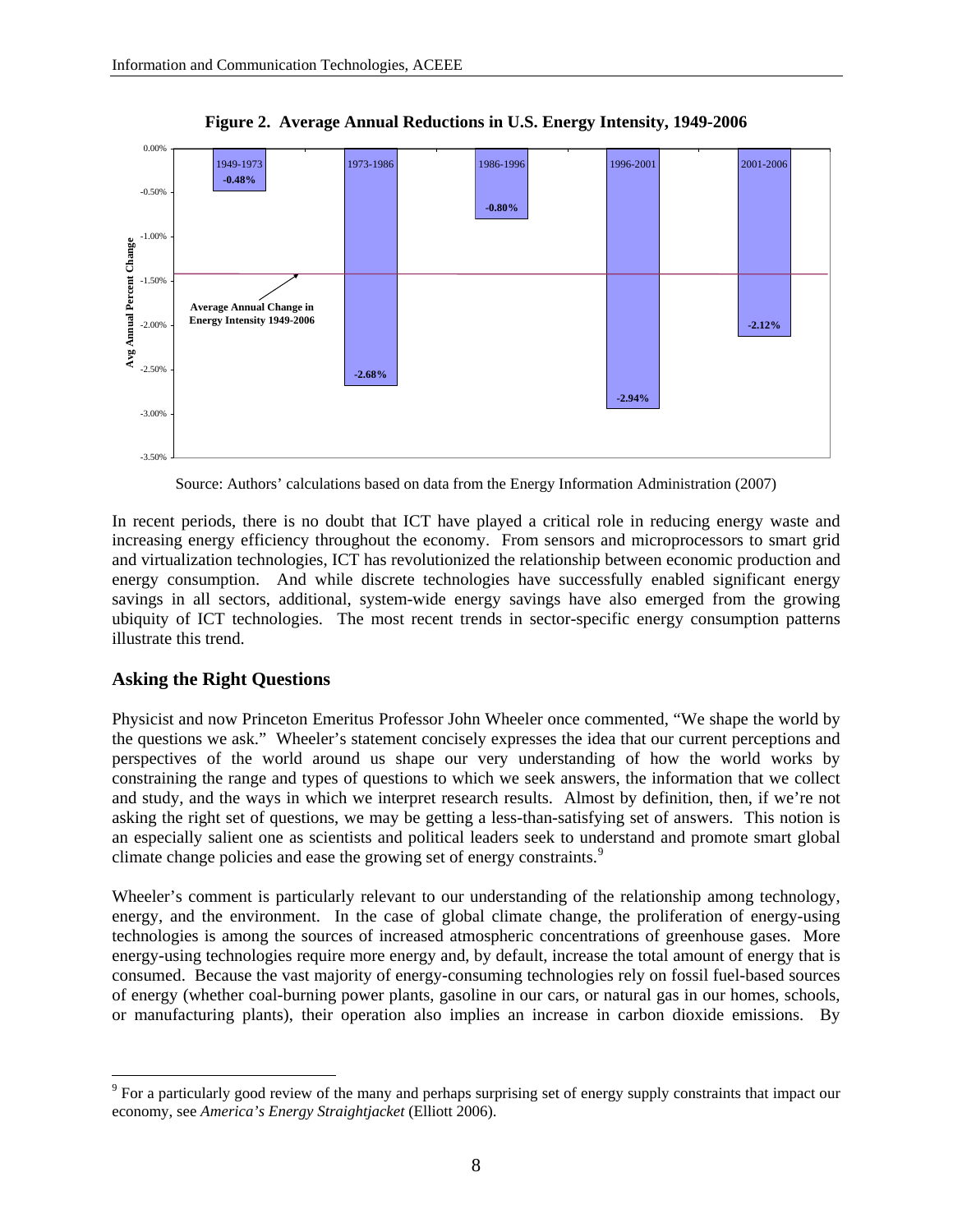**Figure 2. Average Annual Reductions in U.S. Energy Intensity, 1949-2006**

| Period | Avg Annual Percent Change |
|---|---|
| 1949-1973 | -0.48% |
| 1973-1986 | -2.68% |
| 1986-1996 | -0.80% |
| 1996-2001 | -2.94% |
| 2001-2006 | -2.12% |

Average Annual Change in Energy Intensity 1949-2006

Source: Authors' calculations based on data from the Energy Information Administration (2007)

In recent periods, there is no doubt that ICT have played a critical role in reducing energy waste and increasing energy efficiency throughout the economy. From sensors and microprocessors to smart grid and virtualization technologies, ICT has revolutionized the relationship between economic production and energy consumption. And while discrete technologies have successfully enabled significant energy savings in all sectors, additional, system-wide energy savings have also emerged from the growing ubiquity of ICT technologies. The most recent trends in sector-specific energy consumption patterns illustrate this trend.

## Asking the Right Questions

Physicist and now Princeton Emeritus Professor John Wheeler once commented, "We shape the world by the questions we ask." Wheeler's statement concisely expresses the idea that our current perceptions and perspectives of the world around us shape our very understanding of how the world works by constraining the range and types of questions to which we seek answers, the information that we collect and study, and the ways in which we interpret research results. Almost by definition, then, if we're not asking the right set of questions, we may be getting a less-than-satisfying set of answers. This notion is an especially salient one as scientists and political leaders seek to understand and promote smart global climate change policies and ease the growing set of energy constraints.[9]

Wheeler's comment is particularly relevant to our understanding of the relationship among technology, energy, and the environment. In the case of global climate change, the proliferation of energy-using technologies is among the sources of increased atmospheric concentrations of greenhouse gases. More energy-using technologies require more energy and, by default, increase the total amount of energy that is consumed. Because the vast majority of energy-consuming technologies rely on fossil fuel-based sources of energy (whether coal-burning power plants, gasoline in our cars, or natural gas in our homes, schools, or manufacturing plants), their operation also implies an increase in carbon dioxide emissions. By

[9] For a particularly good review of the many and perhaps surprising set of energy supply constraints that impact our economy, see *America's Energy Straightjacket* (Elliott 2006).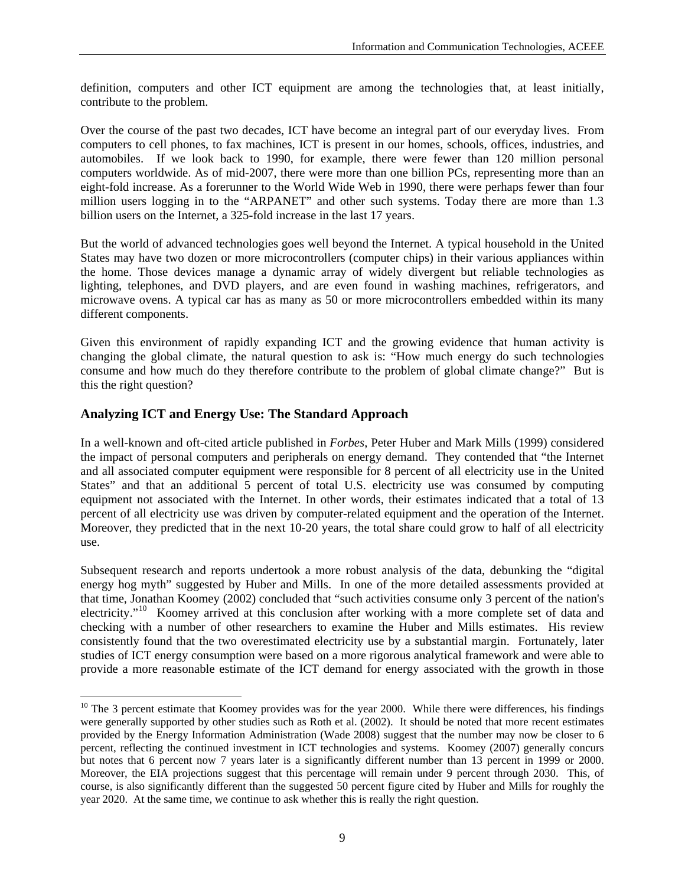definition, computers and other ICT equipment are among the technologies that, at least initially, contribute to the problem.

Over the course of the past two decades, ICT have become an integral part of our everyday lives. From computers to cell phones, to fax machines, ICT is present in our homes, schools, offices, industries, and automobiles. If we look back to 1990, for example, there were fewer than 120 million personal computers worldwide. As of mid-2007, there were more than one billion PCs, representing more than an eight-fold increase. As a forerunner to the World Wide Web in 1990, there were perhaps fewer than four million users logging in to the "ARPANET" and other such systems. Today there are more than 1.3 billion users on the Internet, a 325-fold increase in the last 17 years.

But the world of advanced technologies goes well beyond the Internet. A typical household in the United States may have two dozen or more microcontrollers (computer chips) in their various appliances within the home. Those devices manage a dynamic array of widely divergent but reliable technologies as lighting, telephones, and DVD players, and are even found in washing machines, refrigerators, and microwave ovens. A typical car has as many as 50 or more microcontrollers embedded within its many different components.

Given this environment of rapidly expanding ICT and the growing evidence that human activity is changing the global climate, the natural question to ask is: "How much energy do such technologies consume and how much do they therefore contribute to the problem of global climate change?" But is this the right question?

## Analyzing ICT and Energy Use: The Standard Approach

In a well-known and oft-cited article published in *Forbes*, Peter Huber and Mark Mills (1999) considered the impact of personal computers and peripherals on energy demand. They contended that "the Internet and all associated computer equipment were responsible for 8 percent of all electricity use in the United States" and that an additional 5 percent of total U.S. electricity use was consumed by computing equipment not associated with the Internet. In other words, their estimates indicated that a total of 13 percent of all electricity use was driven by computer-related equipment and the operation of the Internet. Moreover, they predicted that in the next 10-20 years, the total share could grow to half of all electricity use.

Subsequent research and reports undertook a more robust analysis of the data, debunking the "digital energy hog myth" suggested by Huber and Mills. In one of the more detailed assessments provided at that time, Jonathan Koomey (2002) concluded that "such activities consume only 3 percent of the nation's electricity."[10] Koomey arrived at this conclusion after working with a more complete set of data and checking with a number of other researchers to examine the Huber and Mills estimates. His review consistently found that the two overestimated electricity use by a substantial margin. Fortunately, later studies of ICT energy consumption were based on a more rigorous analytical framework and were able to provide a more reasonable estimate of the ICT demand for energy associated with the growth in those

[10] The 3 percent estimate that Koomey provides was for the year 2000. While there were differences, his findings were generally supported by other studies such as Roth et al. (2002). It should be noted that more recent estimates provided by the Energy Information Administration (Wade 2008) suggest that the number may now be closer to 6 percent, reflecting the continued investment in ICT technologies and systems. Koomey (2007) generally concurs but notes that 6 percent now 7 years later is a significantly different number than 13 percent in 1999 or 2000. Moreover, the EIA projections suggest that this percentage will remain under 9 percent through 2030. This, of course, is also significantly different than the suggested 50 percent figure cited by Huber and Mills for roughly the year 2020. At the same time, we continue to ask whether this is really the right question.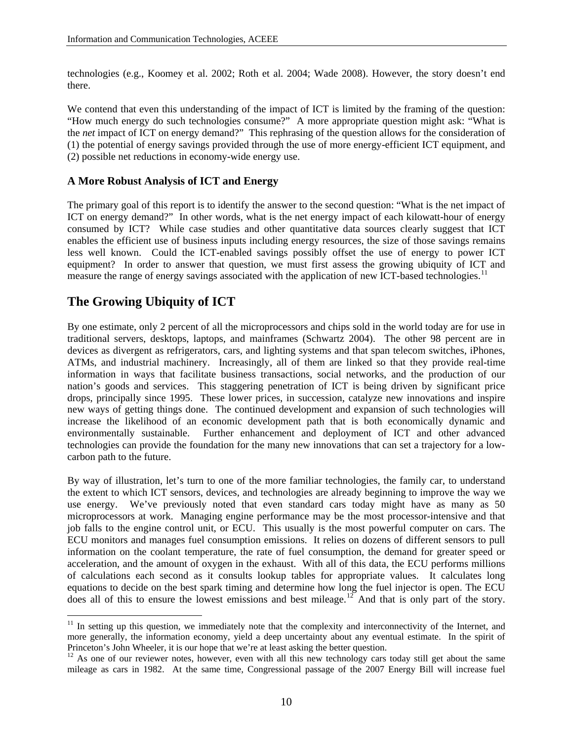technologies (e.g., Koomey et al. 2002; Roth et al. 2004; Wade 2008). However, the story doesn't end there.

We contend that even this understanding of the impact of ICT is limited by the framing of the question: "How much energy do such technologies consume?" A more appropriate question might ask: "What is the *net* impact of ICT on energy demand?" This rephrasing of the question allows for the consideration of (1) the potential of energy savings provided through the use of more energy-efficient ICT equipment, and (2) possible net reductions in economy-wide energy use.

### A More Robust Analysis of ICT and Energy

The primary goal of this report is to identify the answer to the second question: "What is the net impact of ICT on energy demand?" In other words, what is the net energy impact of each kilowatt-hour of energy consumed by ICT? While case studies and other quantitative data sources clearly suggest that ICT enables the efficient use of business inputs including energy resources, the size of those savings remains less well known. Could the ICT-enabled savings possibly offset the use of energy to power ICT equipment? In order to answer that question, we must first assess the growing ubiquity of ICT and measure the range of energy savings associated with the application of new ICT-based technologies.[11]

## The Growing Ubiquity of ICT

By one estimate, only 2 percent of all the microprocessors and chips sold in the world today are for use in traditional servers, desktops, laptops, and mainframes (Schwartz 2004). The other 98 percent are in devices as divergent as refrigerators, cars, and lighting systems and that span telecom switches, iPhones, ATMs, and industrial machinery. Increasingly, all of them are linked so that they provide real-time information in ways that facilitate business transactions, social networks, and the production of our nation's goods and services. This staggering penetration of ICT is being driven by significant price drops, principally since 1995. These lower prices, in succession, catalyze new innovations and inspire new ways of getting things done. The continued development and expansion of such technologies will increase the likelihood of an economic development path that is both economically dynamic and environmentally sustainable. Further enhancement and deployment of ICT and other advanced technologies can provide the foundation for the many new innovations that can set a trajectory for a low-carbon path to the future.

By way of illustration, let's turn to one of the more familiar technologies, the family car, to understand the extent to which ICT sensors, devices, and technologies are already beginning to improve the way we use energy. We've previously noted that even standard cars today might have as many as 50 microprocessors at work. Managing engine performance may be the most processor-intensive and that job falls to the engine control unit, or ECU. This usually is the most powerful computer on cars. The ECU monitors and manages fuel consumption emissions. It relies on dozens of different sensors to pull information on the coolant temperature, the rate of fuel consumption, the demand for greater speed or acceleration, and the amount of oxygen in the exhaust. With all of this data, the ECU performs millions of calculations each second as it consults lookup tables for appropriate values. It calculates long equations to decide on the best spark timing and determine how long the fuel injector is open. The ECU does all of this to ensure the lowest emissions and best mileage.[12] And that is only part of the story.

[11] In setting up this question, we immediately note that the complexity and interconnectivity of the Internet, and more generally, the information economy, yield a deep uncertainty about any eventual estimate. In the spirit of Princeton's John Wheeler, it is our hope that we're at least asking the better question.

[12] As one of our reviewer notes, however, even with all this new technology cars today still get about the same mileage as cars in 1982. At the same time, Congressional passage of the 2007 Energy Bill will increase fuel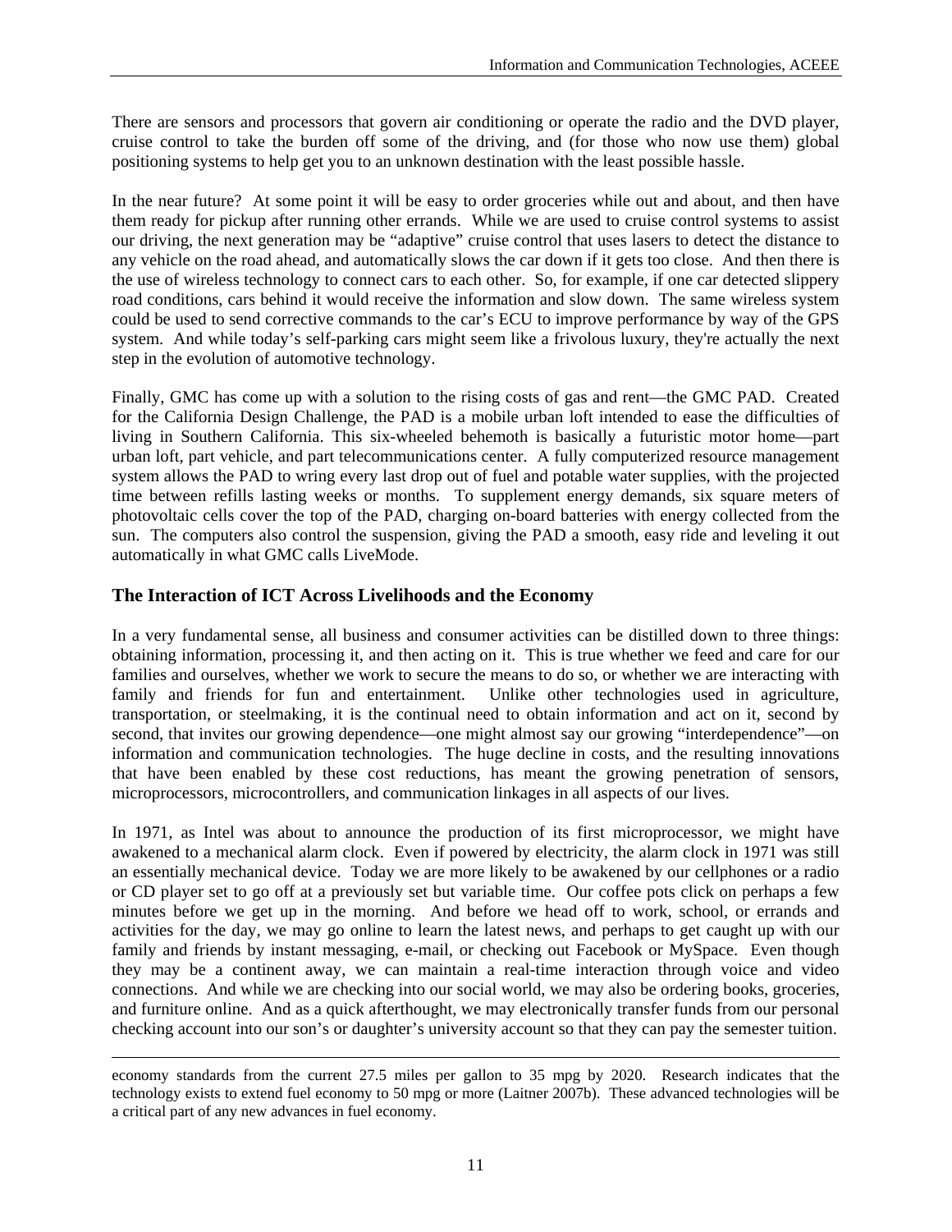There are sensors and processors that govern air conditioning or operate the radio and the DVD player, cruise control to take the burden off some of the driving, and (for those who now use them) global positioning systems to help get you to an unknown destination with the least possible hassle.

In the near future? At some point it will be easy to order groceries while out and about, and then have them ready for pickup after running other errands. While we are used to cruise control systems to assist our driving, the next generation may be "adaptive" cruise control that uses lasers to detect the distance to any vehicle on the road ahead, and automatically slows the car down if it gets too close. And then there is the use of wireless technology to connect cars to each other. So, for example, if one car detected slippery road conditions, cars behind it would receive the information and slow down. The same wireless system could be used to send corrective commands to the car's ECU to improve performance by way of the GPS system. And while today's self-parking cars might seem like a frivolous luxury, they're actually the next step in the evolution of automotive technology.

Finally, GMC has come up with a solution to the rising costs of gas and rent—the GMC PAD. Created for the California Design Challenge, the PAD is a mobile urban loft intended to ease the difficulties of living in Southern California. This six-wheeled behemoth is basically a futuristic motor home—part urban loft, part vehicle, and part telecommunications center. A fully computerized resource management system allows the PAD to wring every last drop out of fuel and potable water supplies, with the projected time between refills lasting weeks or months. To supplement energy demands, six square meters of photovoltaic cells cover the top of the PAD, charging on-board batteries with energy collected from the sun. The computers also control the suspension, giving the PAD a smooth, easy ride and leveling it out automatically in what GMC calls LiveMode.

## The Interaction of ICT Across Livelihoods and the Economy

In a very fundamental sense, all business and consumer activities can be distilled down to three things: obtaining information, processing it, and then acting on it. This is true whether we feed and care for our families and ourselves, whether we work to secure the means to do so, or whether we are interacting with family and friends for fun and entertainment. Unlike other technologies used in agriculture, transportation, or steelmaking, it is the continual need to obtain information and act on it, second by second, that invites our growing dependence—one might almost say our growing "interdependence"—on information and communication technologies. The huge decline in costs, and the resulting innovations that have been enabled by these cost reductions, has meant the growing penetration of sensors, microprocessors, microcontrollers, and communication linkages in all aspects of our lives.

In 1971, as Intel was about to announce the production of its first microprocessor, we might have awakened to a mechanical alarm clock. Even if powered by electricity, the alarm clock in 1971 was still an essentially mechanical device. Today we are more likely to be awakened by our cellphones or a radio or CD player set to go off at a previously set but variable time. Our coffee pots click on perhaps a few minutes before we get up in the morning. And before we head off to work, school, or errands and activities for the day, we may go online to learn the latest news, and perhaps to get caught up with our family and friends by instant messaging, e-mail, or checking out Facebook or MySpace. Even though they may be a continent away, we can maintain a real-time interaction through voice and video connections. And while we are checking into our social world, we may also be ordering books, groceries, and furniture online. And as a quick afterthought, we may electronically transfer funds from our personal checking account into our son's or daughter's university account so that they can pay the semester tuition.

---

economy standards from the current 27.5 miles per gallon to 35 mpg by 2020. Research indicates that the technology exists to extend fuel economy to 50 mpg or more (Laitner 2007b). These advanced technologies will be a critical part of any new advances in fuel economy.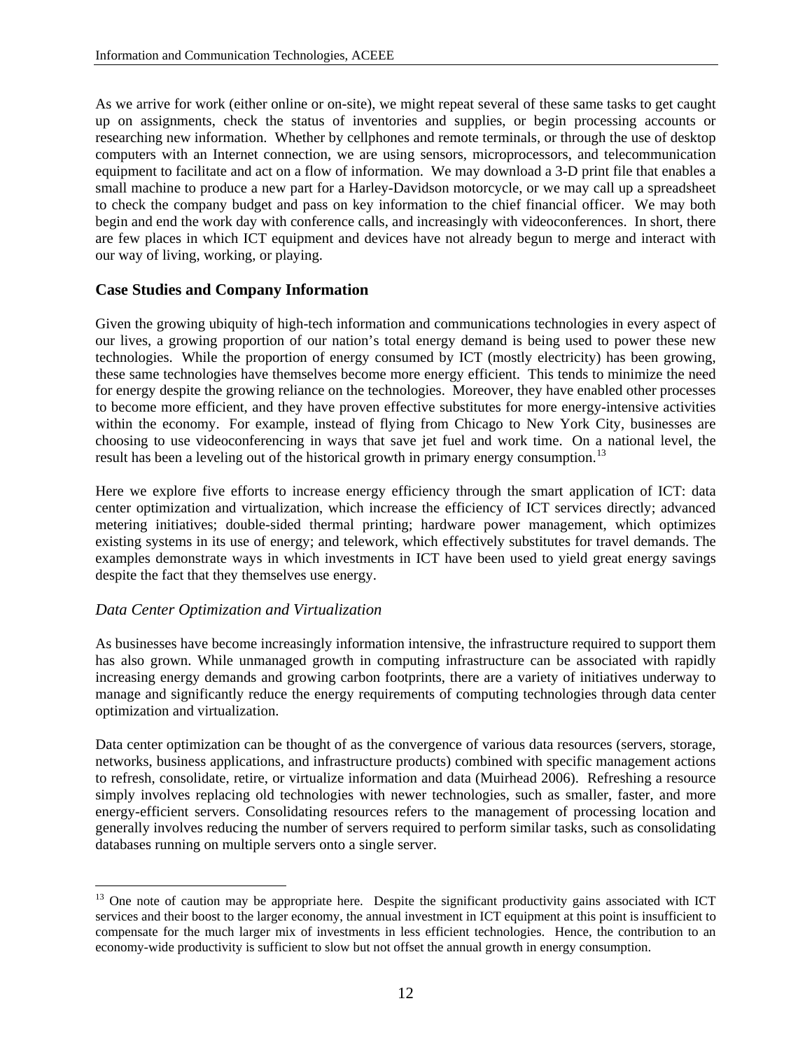As we arrive for work (either online or on-site), we might repeat several of these same tasks to get caught up on assignments, check the status of inventories and supplies, or begin processing accounts or researching new information. Whether by cellphones and remote terminals, or through the use of desktop computers with an Internet connection, we are using sensors, microprocessors, and telecommunication equipment to facilitate and act on a flow of information. We may download a 3-D print file that enables a small machine to produce a new part for a Harley-Davidson motorcycle, or we may call up a spreadsheet to check the company budget and pass on key information to the chief financial officer. We may both begin and end the work day with conference calls, and increasingly with videoconferences. In short, there are few places in which ICT equipment and devices have not already begun to merge and interact with our way of living, working, or playing.

## Case Studies and Company Information

Given the growing ubiquity of high-tech information and communications technologies in every aspect of our lives, a growing proportion of our nation's total energy demand is being used to power these new technologies. While the proportion of energy consumed by ICT (mostly electricity) has been growing, these same technologies have themselves become more energy efficient. This tends to minimize the need for energy despite the growing reliance on the technologies. Moreover, they have enabled other processes to become more efficient, and they have proven effective substitutes for more energy-intensive activities within the economy. For example, instead of flying from Chicago to New York City, businesses are choosing to use videoconferencing in ways that save jet fuel and work time. On a national level, the result has been a leveling out of the historical growth in primary energy consumption.[13]

Here we explore five efforts to increase energy efficiency through the smart application of ICT: data center optimization and virtualization, which increase the efficiency of ICT services directly; advanced metering initiatives; double-sided thermal printing; hardware power management, which optimizes existing systems in its use of energy; and telework, which effectively substitutes for travel demands. The examples demonstrate ways in which investments in ICT have been used to yield great energy savings despite the fact that they themselves use energy.

### *Data Center Optimization and Virtualization*

As businesses have become increasingly information intensive, the infrastructure required to support them has also grown. While unmanaged growth in computing infrastructure can be associated with rapidly increasing energy demands and growing carbon footprints, there are a variety of initiatives underway to manage and significantly reduce the energy requirements of computing technologies through data center optimization and virtualization.

Data center optimization can be thought of as the convergence of various data resources (servers, storage, networks, business applications, and infrastructure products) combined with specific management actions to refresh, consolidate, retire, or virtualize information and data (Muirhead 2006). Refreshing a resource simply involves replacing old technologies with newer technologies, such as smaller, faster, and more energy-efficient servers. Consolidating resources refers to the management of processing location and generally involves reducing the number of servers required to perform similar tasks, such as consolidating databases running on multiple servers onto a single server.

[13] One note of caution may be appropriate here. Despite the significant productivity gains associated with ICT services and their boost to the larger economy, the annual investment in ICT equipment at this point is insufficient to compensate for the much larger mix of investments in less efficient technologies. Hence, the contribution to an economy-wide productivity is sufficient to slow but not offset the annual growth in energy consumption.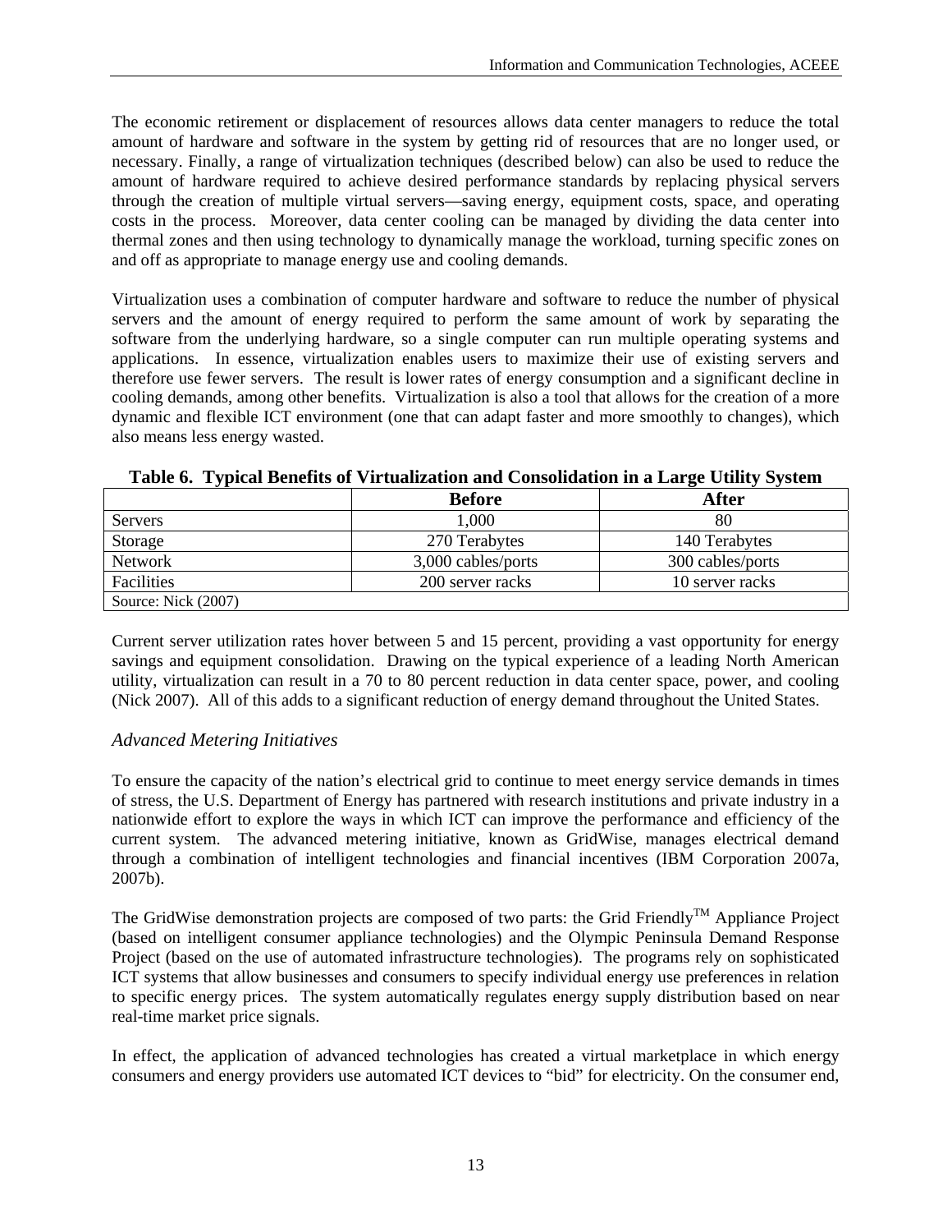The economic retirement or displacement of resources allows data center managers to reduce the total amount of hardware and software in the system by getting rid of resources that are no longer used, or necessary. Finally, a range of virtualization techniques (described below) can also be used to reduce the amount of hardware required to achieve desired performance standards by replacing physical servers through the creation of multiple virtual servers—saving energy, equipment costs, space, and operating costs in the process. Moreover, data center cooling can be managed by dividing the data center into thermal zones and then using technology to dynamically manage the workload, turning specific zones on and off as appropriate to manage energy use and cooling demands.

Virtualization uses a combination of computer hardware and software to reduce the number of physical servers and the amount of energy required to perform the same amount of work by separating the software from the underlying hardware, so a single computer can run multiple operating systems and applications. In essence, virtualization enables users to maximize their use of existing servers and therefore use fewer servers. The result is lower rates of energy consumption and a significant decline in cooling demands, among other benefits. Virtualization is also a tool that allows for the creation of a more dynamic and flexible ICT environment (one that can adapt faster and more smoothly to changes), which also means less energy wasted.

**Table 6. Typical Benefits of Virtualization and Consolidation in a Large Utility System**

| | Before | After |
|---|---|---|
| Servers | 1,000 | 80 |
| Storage | 270 Terabytes | 140 Terabytes |
| Network | 3,000 cables/ports | 300 cables/ports |
| Facilities | 200 server racks | 10 server racks |
| Source: Nick (2007) | | |

Current server utilization rates hover between 5 and 15 percent, providing a vast opportunity for energy savings and equipment consolidation. Drawing on the typical experience of a leading North American utility, virtualization can result in a 70 to 80 percent reduction in data center space, power, and cooling (Nick 2007). All of this adds to a significant reduction of energy demand throughout the United States.

### *Advanced Metering Initiatives*

To ensure the capacity of the nation's electrical grid to continue to meet energy service demands in times of stress, the U.S. Department of Energy has partnered with research institutions and private industry in a nationwide effort to explore the ways in which ICT can improve the performance and efficiency of the current system. The advanced metering initiative, known as GridWise, manages electrical demand through a combination of intelligent technologies and financial incentives (IBM Corporation 2007a, 2007b).

The GridWise demonstration projects are composed of two parts: the Grid Friendly™ Appliance Project (based on intelligent consumer appliance technologies) and the Olympic Peninsula Demand Response Project (based on the use of automated infrastructure technologies). The programs rely on sophisticated ICT systems that allow businesses and consumers to specify individual energy use preferences in relation to specific energy prices. The system automatically regulates energy supply distribution based on near real-time market price signals.

In effect, the application of advanced technologies has created a virtual marketplace in which energy consumers and energy providers use automated ICT devices to "bid" for electricity. On the consumer end,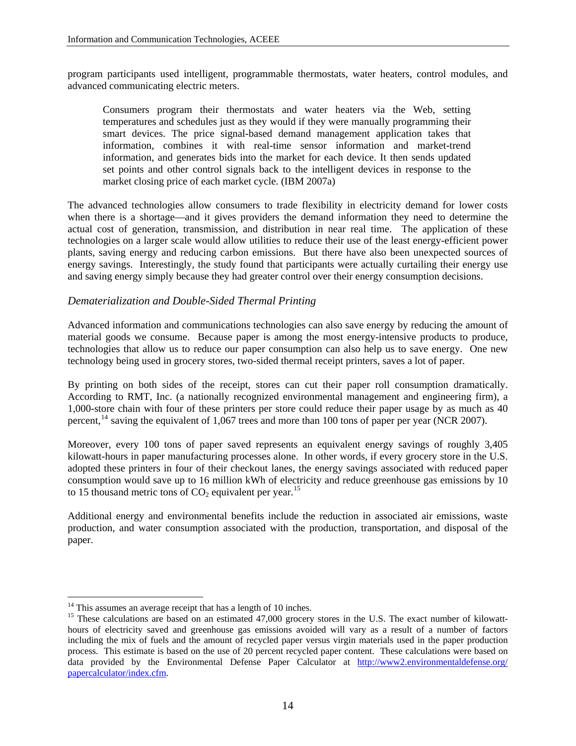program participants used intelligent, programmable thermostats, water heaters, control modules, and advanced communicating electric meters.

> Consumers program their thermostats and water heaters via the Web, setting temperatures and schedules just as they would if they were manually programming their smart devices. The price signal-based demand management application takes that information, combines it with real-time sensor information and market-trend information, and generates bids into the market for each device. It then sends updated set points and other control signals back to the intelligent devices in response to the market closing price of each market cycle. (IBM 2007a)

The advanced technologies allow consumers to trade flexibility in electricity demand for lower costs when there is a shortage—and it gives providers the demand information they need to determine the actual cost of generation, transmission, and distribution in near real time. The application of these technologies on a larger scale would allow utilities to reduce their use of the least energy-efficient power plants, saving energy and reducing carbon emissions. But there have also been unexpected sources of energy savings. Interestingly, the study found that participants were actually curtailing their energy use and saving energy simply because they had greater control over their energy consumption decisions.

### *Dematerialization and Double-Sided Thermal Printing*

Advanced information and communications technologies can also save energy by reducing the amount of material goods we consume. Because paper is among the most energy-intensive products to produce, technologies that allow us to reduce our paper consumption can also help us to save energy. One new technology being used in grocery stores, two-sided thermal receipt printers, saves a lot of paper.

By printing on both sides of the receipt, stores can cut their paper roll consumption dramatically. According to RMT, Inc. (a nationally recognized environmental management and engineering firm), a 1,000-store chain with four of these printers per store could reduce their paper usage by as much as 40 percent,[14] saving the equivalent of 1,067 trees and more than 100 tons of paper per year (NCR 2007).

Moreover, every 100 tons of paper saved represents an equivalent energy savings of roughly 3,405 kilowatt-hours in paper manufacturing processes alone. In other words, if every grocery store in the U.S. adopted these printers in four of their checkout lanes, the energy savings associated with reduced paper consumption would save up to 16 million kWh of electricity and reduce greenhouse gas emissions by 10 to 15 thousand metric tons of $CO_2$ equivalent per year.[15]

Additional energy and environmental benefits include the reduction in associated air emissions, waste production, and water consumption associated with the production, transportation, and disposal of the paper.

---

[14] This assumes an average receipt that has a length of 10 inches.

[15] These calculations are based on an estimated 47,000 grocery stores in the U.S. The exact number of kilowatt-hours of electricity saved and greenhouse gas emissions avoided will vary as a result of a number of factors including the mix of fuels and the amount of recycled paper versus virgin materials used in the paper production process. This estimate is based on the use of 20 percent recycled paper content. These calculations were based on data provided by the Environmental Defense Paper Calculator at http://www2.environmentaldefense.org/papercalculator/index.cfm.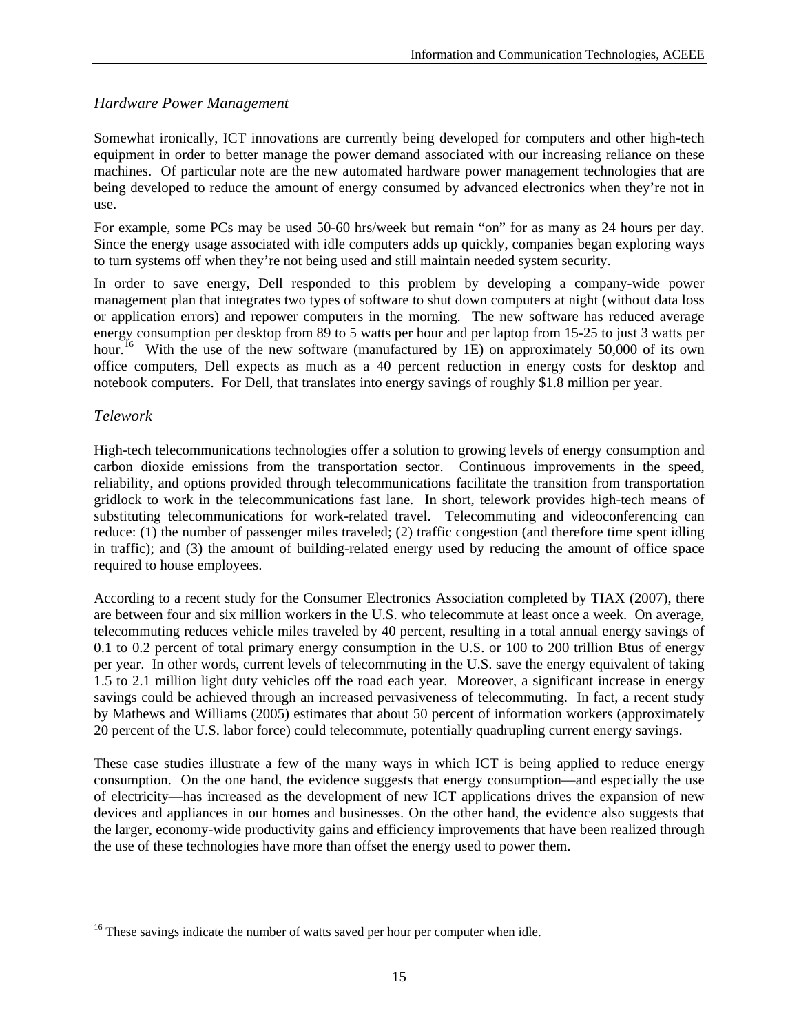### *Hardware Power Management*

Somewhat ironically, ICT innovations are currently being developed for computers and other high-tech equipment in order to better manage the power demand associated with our increasing reliance on these machines. Of particular note are the new automated hardware power management technologies that are being developed to reduce the amount of energy consumed by advanced electronics when they're not in use.

For example, some PCs may be used 50-60 hrs/week but remain "on" for as many as 24 hours per day. Since the energy usage associated with idle computers adds up quickly, companies began exploring ways to turn systems off when they're not being used and still maintain needed system security.

In order to save energy, Dell responded to this problem by developing a company-wide power management plan that integrates two types of software to shut down computers at night (without data loss or application errors) and repower computers in the morning. The new software has reduced average energy consumption per desktop from 89 to 5 watts per hour and per laptop from 15-25 to just 3 watts per hour.[16] With the use of the new software (manufactured by 1E) on approximately 50,000 of its own office computers, Dell expects as much as a 40 percent reduction in energy costs for desktop and notebook computers. For Dell, that translates into energy savings of roughly $1.8 million per year.

### *Telework*

High-tech telecommunications technologies offer a solution to growing levels of energy consumption and carbon dioxide emissions from the transportation sector. Continuous improvements in the speed, reliability, and options provided through telecommunications facilitate the transition from transportation gridlock to work in the telecommunications fast lane. In short, telework provides high-tech means of substituting telecommunications for work-related travel. Telecommuting and videoconferencing can reduce: (1) the number of passenger miles traveled; (2) traffic congestion (and therefore time spent idling in traffic); and (3) the amount of building-related energy used by reducing the amount of office space required to house employees.

According to a recent study for the Consumer Electronics Association completed by TIAX (2007), there are between four and six million workers in the U.S. who telecommute at least once a week. On average, telecommuting reduces vehicle miles traveled by 40 percent, resulting in a total annual energy savings of 0.1 to 0.2 percent of total primary energy consumption in the U.S. or 100 to 200 trillion Btus of energy per year. In other words, current levels of telecommuting in the U.S. save the energy equivalent of taking 1.5 to 2.1 million light duty vehicles off the road each year. Moreover, a significant increase in energy savings could be achieved through an increased pervasiveness of telecommuting. In fact, a recent study by Mathews and Williams (2005) estimates that about 50 percent of information workers (approximately 20 percent of the U.S. labor force) could telecommute, potentially quadrupling current energy savings.

These case studies illustrate a few of the many ways in which ICT is being applied to reduce energy consumption. On the one hand, the evidence suggests that energy consumption—and especially the use of electricity—has increased as the development of new ICT applications drives the expansion of new devices and appliances in our homes and businesses. On the other hand, the evidence also suggests that the larger, economy-wide productivity gains and efficiency improvements that have been realized through the use of these technologies have more than offset the energy used to power them.

---

[16] These savings indicate the number of watts saved per hour per computer when idle.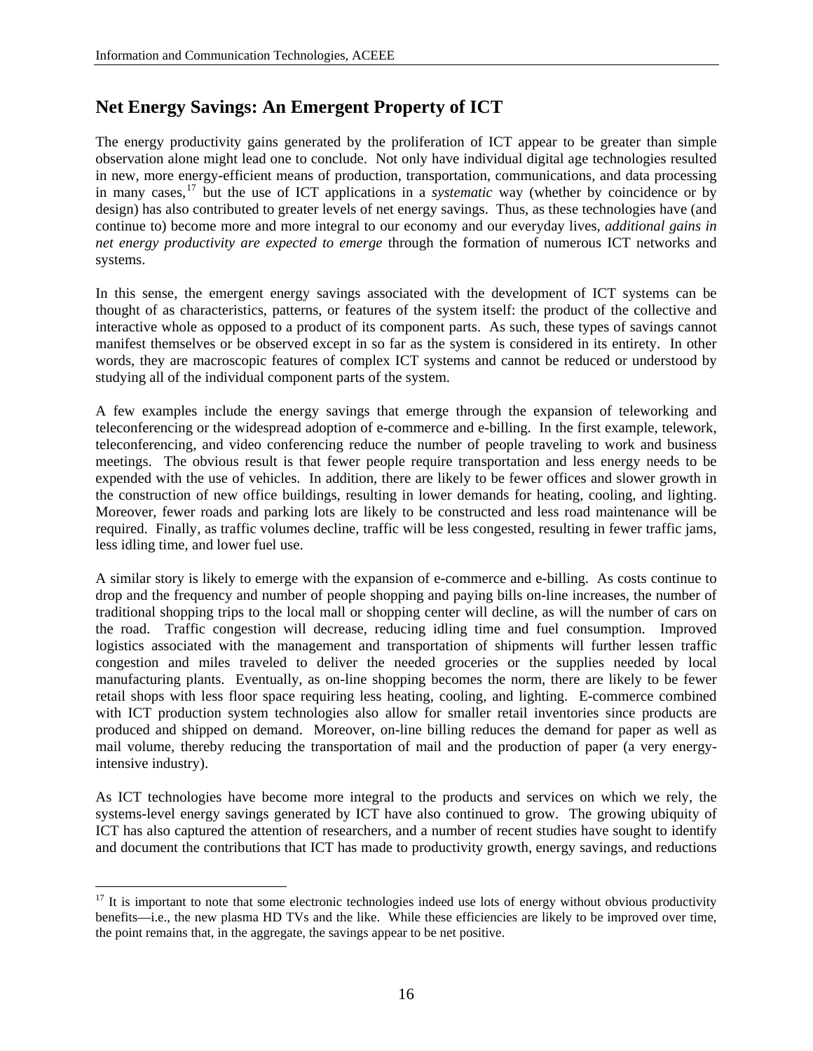## Net Energy Savings: An Emergent Property of ICT

The energy productivity gains generated by the proliferation of ICT appear to be greater than simple observation alone might lead one to conclude. Not only have individual digital age technologies resulted in new, more energy-efficient means of production, transportation, communications, and data processing in many cases,[17] but the use of ICT applications in a *systematic* way (whether by coincidence or by design) has also contributed to greater levels of net energy savings. Thus, as these technologies have (and continue to) become more and more integral to our economy and our everyday lives, *additional gains in net energy productivity are expected to emerge* through the formation of numerous ICT networks and systems.

In this sense, the emergent energy savings associated with the development of ICT systems can be thought of as characteristics, patterns, or features of the system itself: the product of the collective and interactive whole as opposed to a product of its component parts. As such, these types of savings cannot manifest themselves or be observed except in so far as the system is considered in its entirety. In other words, they are macroscopic features of complex ICT systems and cannot be reduced or understood by studying all of the individual component parts of the system.

A few examples include the energy savings that emerge through the expansion of teleworking and teleconferencing or the widespread adoption of e-commerce and e-billing. In the first example, telework, teleconferencing, and video conferencing reduce the number of people traveling to work and business meetings. The obvious result is that fewer people require transportation and less energy needs to be expended with the use of vehicles. In addition, there are likely to be fewer offices and slower growth in the construction of new office buildings, resulting in lower demands for heating, cooling, and lighting. Moreover, fewer roads and parking lots are likely to be constructed and less road maintenance will be required. Finally, as traffic volumes decline, traffic will be less congested, resulting in fewer traffic jams, less idling time, and lower fuel use.

A similar story is likely to emerge with the expansion of e-commerce and e-billing. As costs continue to drop and the frequency and number of people shopping and paying bills on-line increases, the number of traditional shopping trips to the local mall or shopping center will decline, as will the number of cars on the road. Traffic congestion will decrease, reducing idling time and fuel consumption. Improved logistics associated with the management and transportation of shipments will further lessen traffic congestion and miles traveled to deliver the needed groceries or the supplies needed by local manufacturing plants. Eventually, as on-line shopping becomes the norm, there are likely to be fewer retail shops with less floor space requiring less heating, cooling, and lighting. E-commerce combined with ICT production system technologies also allow for smaller retail inventories since products are produced and shipped on demand. Moreover, on-line billing reduces the demand for paper as well as mail volume, thereby reducing the transportation of mail and the production of paper (a very energy-intensive industry).

As ICT technologies have become more integral to the products and services on which we rely, the systems-level energy savings generated by ICT have also continued to grow. The growing ubiquity of ICT has also captured the attention of researchers, and a number of recent studies have sought to identify and document the contributions that ICT has made to productivity growth, energy savings, and reductions

[17] It is important to note that some electronic technologies indeed use lots of energy without obvious productivity benefits—i.e., the new plasma HD TVs and the like. While these efficiencies are likely to be improved over time, the point remains that, in the aggregate, the savings appear to be net positive.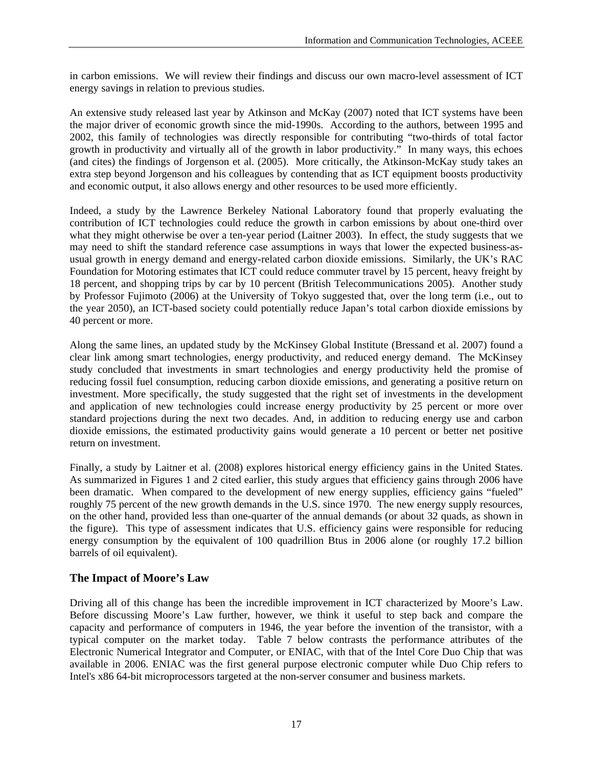in carbon emissions. We will review their findings and discuss our own macro-level assessment of ICT energy savings in relation to previous studies.

An extensive study released last year by Atkinson and McKay (2007) noted that ICT systems have been the major driver of economic growth since the mid-1990s. According to the authors, between 1995 and 2002, this family of technologies was directly responsible for contributing "two-thirds of total factor growth in productivity and virtually all of the growth in labor productivity." In many ways, this echoes (and cites) the findings of Jorgenson et al. (2005). More critically, the Atkinson-McKay study takes an extra step beyond Jorgenson and his colleagues by contending that as ICT equipment boosts productivity and economic output, it also allows energy and other resources to be used more efficiently.

Indeed, a study by the Lawrence Berkeley National Laboratory found that properly evaluating the contribution of ICT technologies could reduce the growth in carbon emissions by about one-third over what they might otherwise be over a ten-year period (Laitner 2003). In effect, the study suggests that we may need to shift the standard reference case assumptions in ways that lower the expected business-as-usual growth in energy demand and energy-related carbon dioxide emissions. Similarly, the UK's RAC Foundation for Motoring estimates that ICT could reduce commuter travel by 15 percent, heavy freight by 18 percent, and shopping trips by car by 10 percent (British Telecommunications 2005). Another study by Professor Fujimoto (2006) at the University of Tokyo suggested that, over the long term (i.e., out to the year 2050), an ICT-based society could potentially reduce Japan's total carbon dioxide emissions by 40 percent or more.

Along the same lines, an updated study by the McKinsey Global Institute (Bressand et al. 2007) found a clear link among smart technologies, energy productivity, and reduced energy demand. The McKinsey study concluded that investments in smart technologies and energy productivity held the promise of reducing fossil fuel consumption, reducing carbon dioxide emissions, and generating a positive return on investment. More specifically, the study suggested that the right set of investments in the development and application of new technologies could increase energy productivity by 25 percent or more over standard projections during the next two decades. And, in addition to reducing energy use and carbon dioxide emissions, the estimated productivity gains would generate a 10 percent or better net positive return on investment.

Finally, a study by Laitner et al. (2008) explores historical energy efficiency gains in the United States. As summarized in Figures 1 and 2 cited earlier, this study argues that efficiency gains through 2006 have been dramatic. When compared to the development of new energy supplies, efficiency gains "fueled" roughly 75 percent of the new growth demands in the U.S. since 1970. The new energy supply resources, on the other hand, provided less than one-quarter of the annual demands (or about 32 quads, as shown in the figure). This type of assessment indicates that U.S. efficiency gains were responsible for reducing energy consumption by the equivalent of 100 quadrillion Btus in 2006 alone (or roughly 17.2 billion barrels of oil equivalent).

## The Impact of Moore's Law

Driving all of this change has been the incredible improvement in ICT characterized by Moore's Law. Before discussing Moore's Law further, however, we think it useful to step back and compare the capacity and performance of computers in 1946, the year before the invention of the transistor, with a typical computer on the market today. Table 7 below contrasts the performance attributes of the Electronic Numerical Integrator and Computer, or ENIAC, with that of the Intel Core Duo Chip that was available in 2006. ENIAC was the first general purpose electronic computer while Duo Chip refers to Intel's x86 64-bit microprocessors targeted at the non-server consumer and business markets.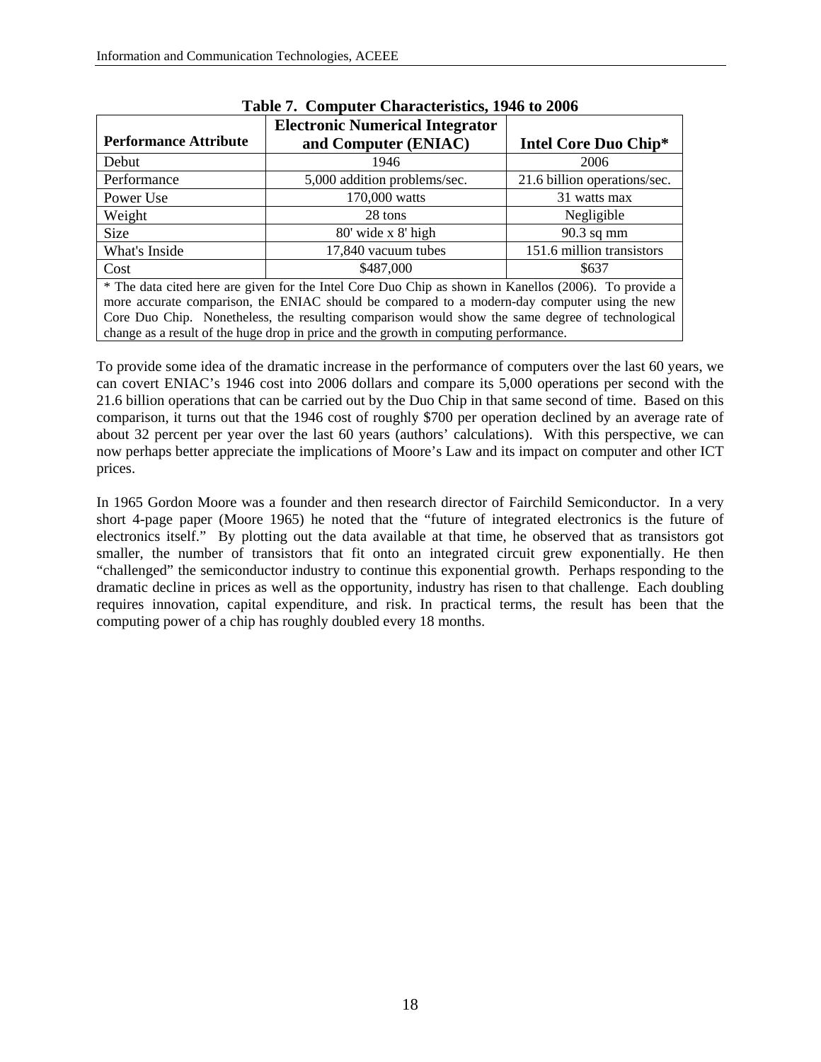**Table 7. Computer Characteristics, 1946 to 2006**

| Performance Attribute | Electronic Numerical Integrator and Computer (ENIAC) | Intel Core Duo Chip* |
|---|---|---|
| Debut | 1946 | 2006 |
| Performance | 5,000 addition problems/sec. | 21.6 billion operations/sec. |
| Power Use | 170,000 watts | 31 watts max |
| Weight | 28 tons | Negligible |
| Size | 80' wide x 8' high | 90.3 sq mm |
| What's Inside | 17,840 vacuum tubes | 151.6 million transistors |
| Cost | $487,000 | $637 |

* The data cited here are given for the Intel Core Duo Chip as shown in Kanellos (2006). To provide a more accurate comparison, the ENIAC should be compared to a modern-day computer using the new Core Duo Chip. Nonetheless, the resulting comparison would show the same degree of technological change as a result of the huge drop in price and the growth in computing performance.

To provide some idea of the dramatic increase in the performance of computers over the last 60 years, we can covert ENIAC's 1946 cost into 2006 dollars and compare its 5,000 operations per second with the 21.6 billion operations that can be carried out by the Duo Chip in that same second of time. Based on this comparison, it turns out that the 1946 cost of roughly $700 per operation declined by an average rate of about 32 percent per year over the last 60 years (authors' calculations). With this perspective, we can now perhaps better appreciate the implications of Moore's Law and its impact on computer and other ICT prices.

In 1965 Gordon Moore was a founder and then research director of Fairchild Semiconductor. In a very short 4-page paper (Moore 1965) he noted that the "future of integrated electronics is the future of electronics itself." By plotting out the data available at that time, he observed that as transistors got smaller, the number of transistors that fit onto an integrated circuit grew exponentially. He then "challenged" the semiconductor industry to continue this exponential growth. Perhaps responding to the dramatic decline in prices as well as the opportunity, industry has risen to that challenge. Each doubling requires innovation, capital expenditure, and risk. In practical terms, the result has been that the computing power of a chip has roughly doubled every 18 months.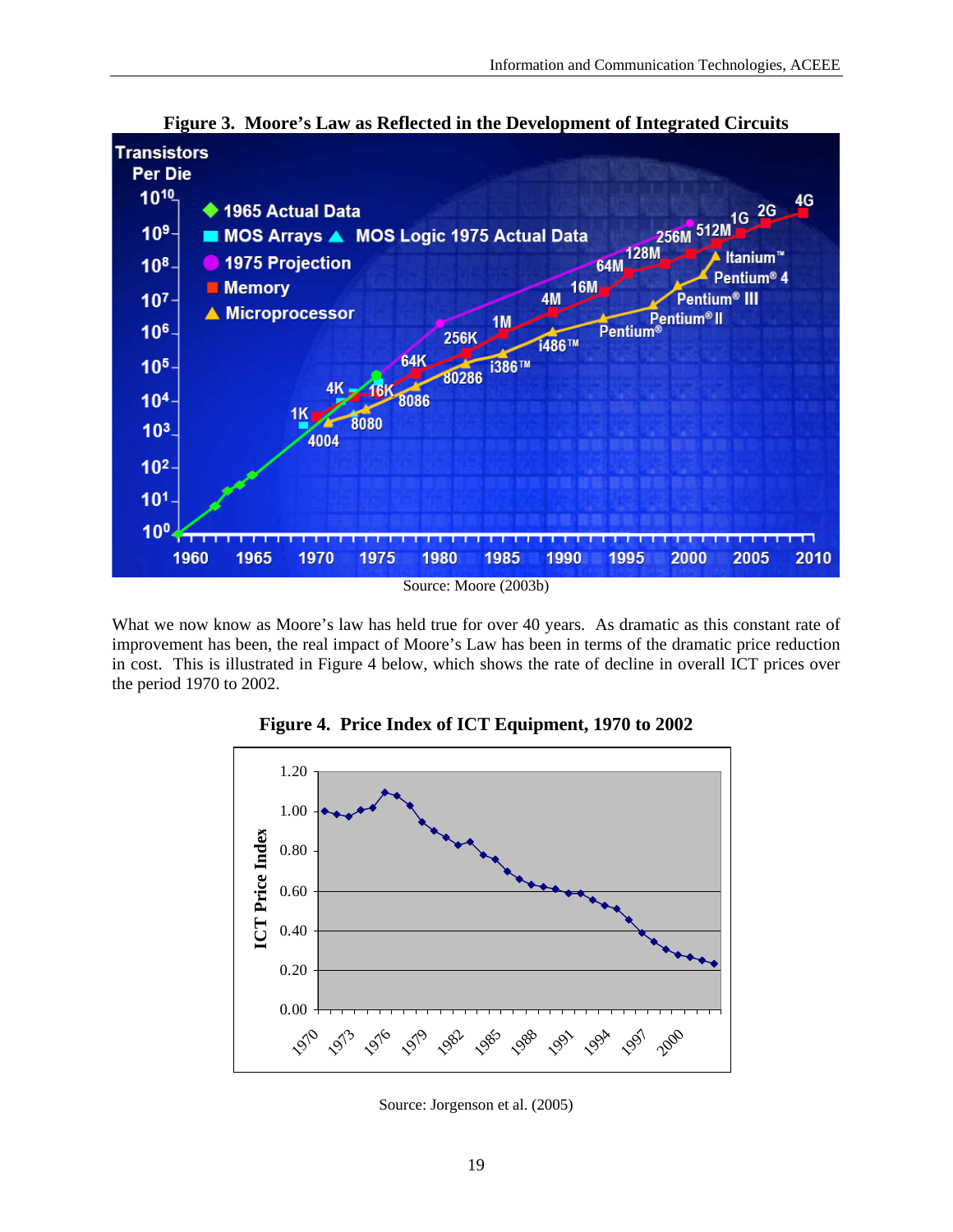**Figure 3. Moore's Law as Reflected in the Development of Integrated Circuits**

Source: Moore (2003b)

What we now know as Moore's law has held true for over 40 years. As dramatic as this constant rate of improvement has been, the real impact of Moore's Law has been in terms of the dramatic price reduction in cost. This is illustrated in Figure 4 below, which shows the rate of decline in overall ICT prices over the period 1970 to 2002.

**Figure 4. Price Index of ICT Equipment, 1970 to 2002**

Source: Jorgenson et al. (2005)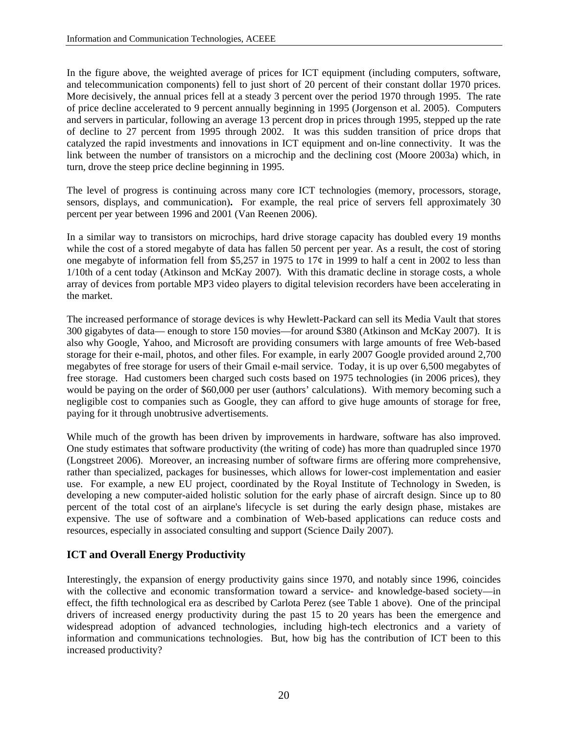In the figure above, the weighted average of prices for ICT equipment (including computers, software, and telecommunication components) fell to just short of 20 percent of their constant dollar 1970 prices. More decisively, the annual prices fell at a steady 3 percent over the period 1970 through 1995. The rate of price decline accelerated to 9 percent annually beginning in 1995 (Jorgenson et al. 2005). Computers and servers in particular, following an average 13 percent drop in prices through 1995, stepped up the rate of decline to 27 percent from 1995 through 2002. It was this sudden transition of price drops that catalyzed the rapid investments and innovations in ICT equipment and on-line connectivity. It was the link between the number of transistors on a microchip and the declining cost (Moore 2003a) which, in turn, drove the steep price decline beginning in 1995.

The level of progress is continuing across many core ICT technologies (memory, processors, storage, sensors, displays, and communication)**.** For example, the real price of servers fell approximately 30 percent per year between 1996 and 2001 (Van Reenen 2006).

In a similar way to transistors on microchips, hard drive storage capacity has doubled every 19 months while the cost of a stored megabyte of data has fallen 50 percent per year. As a result, the cost of storing one megabyte of information fell from $5,257 in 1975 to 17¢ in 1999 to half a cent in 2002 to less than 1/10th of a cent today (Atkinson and McKay 2007). With this dramatic decline in storage costs, a whole array of devices from portable MP3 video players to digital television recorders have been accelerating in the market.

The increased performance of storage devices is why Hewlett-Packard can sell its Media Vault that stores 300 gigabytes of data— enough to store 150 movies—for around $380 (Atkinson and McKay 2007). It is also why Google, Yahoo, and Microsoft are providing consumers with large amounts of free Web-based storage for their e-mail, photos, and other files. For example, in early 2007 Google provided around 2,700 megabytes of free storage for users of their Gmail e-mail service. Today, it is up over 6,500 megabytes of free storage. Had customers been charged such costs based on 1975 technologies (in 2006 prices), they would be paying on the order of $60,000 per user (authors' calculations). With memory becoming such a negligible cost to companies such as Google, they can afford to give huge amounts of storage for free, paying for it through unobtrusive advertisements.

While much of the growth has been driven by improvements in hardware, software has also improved. One study estimates that software productivity (the writing of code) has more than quadrupled since 1970 (Longstreet 2006). Moreover, an increasing number of software firms are offering more comprehensive, rather than specialized, packages for businesses, which allows for lower-cost implementation and easier use. For example, a new EU project, coordinated by the Royal Institute of Technology in Sweden, is developing a new computer-aided holistic solution for the early phase of aircraft design. Since up to 80 percent of the total cost of an airplane's lifecycle is set during the early design phase, mistakes are expensive. The use of software and a combination of Web-based applications can reduce costs and resources, especially in associated consulting and support (Science Daily 2007).

## ICT and Overall Energy Productivity

Interestingly, the expansion of energy productivity gains since 1970, and notably since 1996, coincides with the collective and economic transformation toward a service- and knowledge-based society—in effect, the fifth technological era as described by Carlota Perez (see Table 1 above). One of the principal drivers of increased energy productivity during the past 15 to 20 years has been the emergence and widespread adoption of advanced technologies, including high-tech electronics and a variety of information and communications technologies. But, how big has the contribution of ICT been to this increased productivity?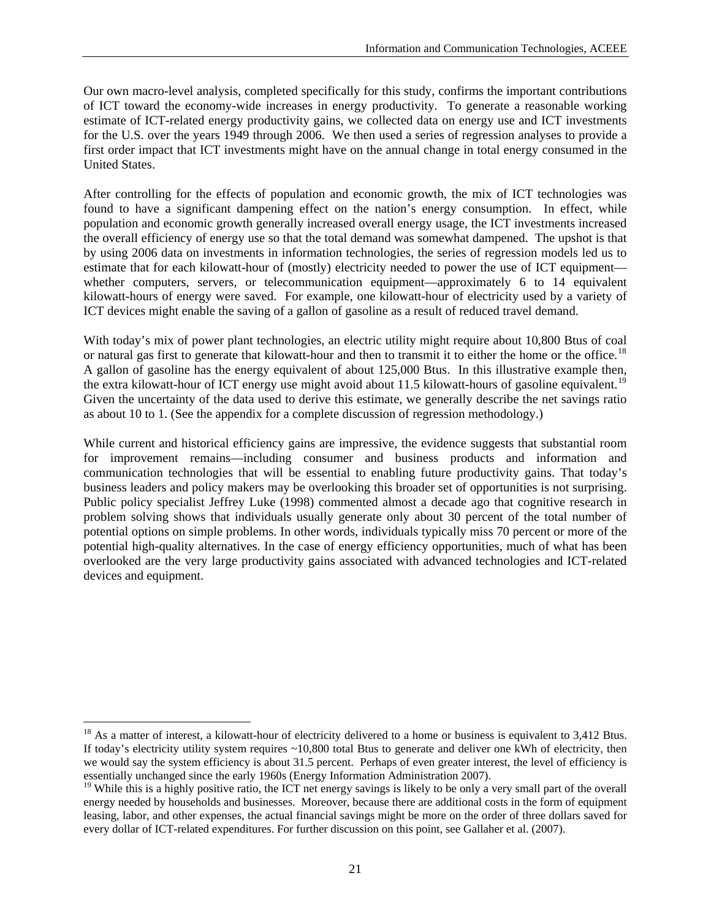Our own macro-level analysis, completed specifically for this study, confirms the important contributions of ICT toward the economy-wide increases in energy productivity. To generate a reasonable working estimate of ICT-related energy productivity gains, we collected data on energy use and ICT investments for the U.S. over the years 1949 through 2006. We then used a series of regression analyses to provide a first order impact that ICT investments might have on the annual change in total energy consumed in the United States.

After controlling for the effects of population and economic growth, the mix of ICT technologies was found to have a significant dampening effect on the nation's energy consumption. In effect, while population and economic growth generally increased overall energy usage, the ICT investments increased the overall efficiency of energy use so that the total demand was somewhat dampened. The upshot is that by using 2006 data on investments in information technologies, the series of regression models led us to estimate that for each kilowatt-hour of (mostly) electricity needed to power the use of ICT equipment—whether computers, servers, or telecommunication equipment—approximately 6 to 14 equivalent kilowatt-hours of energy were saved. For example, one kilowatt-hour of electricity used by a variety of ICT devices might enable the saving of a gallon of gasoline as a result of reduced travel demand.

With today's mix of power plant technologies, an electric utility might require about 10,800 Btus of coal or natural gas first to generate that kilowatt-hour and then to transmit it to either the home or the office.[18] A gallon of gasoline has the energy equivalent of about 125,000 Btus. In this illustrative example then, the extra kilowatt-hour of ICT energy use might avoid about 11.5 kilowatt-hours of gasoline equivalent.[19] Given the uncertainty of the data used to derive this estimate, we generally describe the net savings ratio as about 10 to 1. (See the appendix for a complete discussion of regression methodology.)

While current and historical efficiency gains are impressive, the evidence suggests that substantial room for improvement remains—including consumer and business products and information and communication technologies that will be essential to enabling future productivity gains. That today's business leaders and policy makers may be overlooking this broader set of opportunities is not surprising. Public policy specialist Jeffrey Luke (1998) commented almost a decade ago that cognitive research in problem solving shows that individuals usually generate only about 30 percent of the total number of potential options on simple problems. In other words, individuals typically miss 70 percent or more of the potential high-quality alternatives. In the case of energy efficiency opportunities, much of what has been overlooked are the very large productivity gains associated with advanced technologies and ICT-related devices and equipment.

---

[18] As a matter of interest, a kilowatt-hour of electricity delivered to a home or business is equivalent to 3,412 Btus. If today's electricity utility system requires ~10,800 total Btus to generate and deliver one kWh of electricity, then we would say the system efficiency is about 31.5 percent. Perhaps of even greater interest, the level of efficiency is essentially unchanged since the early 1960s (Energy Information Administration 2007).

[19] While this is a highly positive ratio, the ICT net energy savings is likely to be only a very small part of the overall energy needed by households and businesses. Moreover, because there are additional costs in the form of equipment leasing, labor, and other expenses, the actual financial savings might be more on the order of three dollars saved for every dollar of ICT-related expenditures. For further discussion on this point, see Gallaher et al. (2007).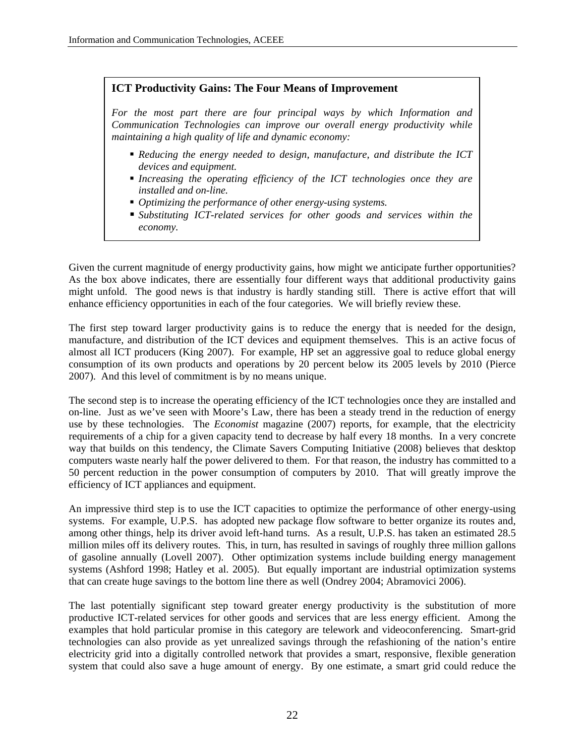**ICT Productivity Gains: The Four Means of Improvement**

*For the most part there are four principal ways by which Information and Communication Technologies can improve our overall energy productivity while maintaining a high quality of life and dynamic economy:*

- *Reducing the energy needed to design, manufacture, and distribute the ICT devices and equipment.*
- *Increasing the operating efficiency of the ICT technologies once they are installed and on-line.*
- *Optimizing the performance of other energy-using systems.*
- *Substituting ICT-related services for other goods and services within the economy.*

Given the current magnitude of energy productivity gains, how might we anticipate further opportunities? As the box above indicates, there are essentially four different ways that additional productivity gains might unfold. The good news is that industry is hardly standing still. There is active effort that will enhance efficiency opportunities in each of the four categories. We will briefly review these.

The first step toward larger productivity gains is to reduce the energy that is needed for the design, manufacture, and distribution of the ICT devices and equipment themselves. This is an active focus of almost all ICT producers (King 2007). For example, HP set an aggressive goal to reduce global energy consumption of its own products and operations by 20 percent below its 2005 levels by 2010 (Pierce 2007). And this level of commitment is by no means unique.

The second step is to increase the operating efficiency of the ICT technologies once they are installed and on-line. Just as we've seen with Moore's Law, there has been a steady trend in the reduction of energy use by these technologies. The *Economist* magazine (2007) reports, for example, that the electricity requirements of a chip for a given capacity tend to decrease by half every 18 months. In a very concrete way that builds on this tendency, the Climate Savers Computing Initiative (2008) believes that desktop computers waste nearly half the power delivered to them. For that reason, the industry has committed to a 50 percent reduction in the power consumption of computers by 2010. That will greatly improve the efficiency of ICT appliances and equipment.

An impressive third step is to use the ICT capacities to optimize the performance of other energy-using systems. For example, U.P.S. has adopted new package flow software to better organize its routes and, among other things, help its driver avoid left-hand turns. As a result, U.P.S. has taken an estimated 28.5 million miles off its delivery routes. This, in turn, has resulted in savings of roughly three million gallons of gasoline annually (Lovell 2007). Other optimization systems include building energy management systems (Ashford 1998; Hatley et al. 2005). But equally important are industrial optimization systems that can create huge savings to the bottom line there as well (Ondrey 2004; Abramovici 2006).

The last potentially significant step toward greater energy productivity is the substitution of more productive ICT-related services for other goods and services that are less energy efficient. Among the examples that hold particular promise in this category are telework and videoconferencing. Smart-grid technologies can also provide as yet unrealized savings through the refashioning of the nation's entire electricity grid into a digitally controlled network that provides a smart, responsive, flexible generation system that could also save a huge amount of energy. By one estimate, a smart grid could reduce the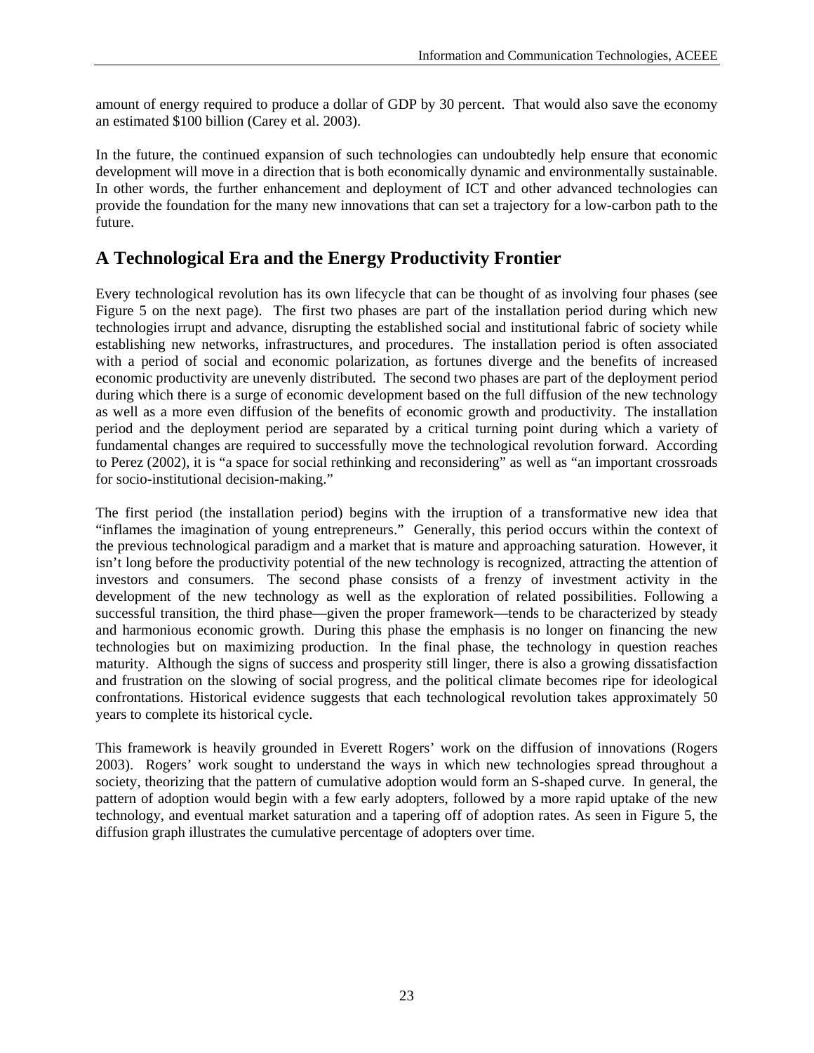amount of energy required to produce a dollar of GDP by 30 percent. That would also save the economy an estimated $100 billion (Carey et al. 2003).

In the future, the continued expansion of such technologies can undoubtedly help ensure that economic development will move in a direction that is both economically dynamic and environmentally sustainable. In other words, the further enhancement and deployment of ICT and other advanced technologies can provide the foundation for the many new innovations that can set a trajectory for a low-carbon path to the future.

## A Technological Era and the Energy Productivity Frontier

Every technological revolution has its own lifecycle that can be thought of as involving four phases (see Figure 5 on the next page). The first two phases are part of the installation period during which new technologies irrupt and advance, disrupting the established social and institutional fabric of society while establishing new networks, infrastructures, and procedures. The installation period is often associated with a period of social and economic polarization, as fortunes diverge and the benefits of increased economic productivity are unevenly distributed. The second two phases are part of the deployment period during which there is a surge of economic development based on the full diffusion of the new technology as well as a more even diffusion of the benefits of economic growth and productivity. The installation period and the deployment period are separated by a critical turning point during which a variety of fundamental changes are required to successfully move the technological revolution forward. According to Perez (2002), it is "a space for social rethinking and reconsidering" as well as "an important crossroads for socio-institutional decision-making."

The first period (the installation period) begins with the irruption of a transformative new idea that "inflames the imagination of young entrepreneurs." Generally, this period occurs within the context of the previous technological paradigm and a market that is mature and approaching saturation. However, it isn't long before the productivity potential of the new technology is recognized, attracting the attention of investors and consumers. The second phase consists of a frenzy of investment activity in the development of the new technology as well as the exploration of related possibilities. Following a successful transition, the third phase—given the proper framework—tends to be characterized by steady and harmonious economic growth. During this phase the emphasis is no longer on financing the new technologies but on maximizing production. In the final phase, the technology in question reaches maturity. Although the signs of success and prosperity still linger, there is also a growing dissatisfaction and frustration on the slowing of social progress, and the political climate becomes ripe for ideological confrontations. Historical evidence suggests that each technological revolution takes approximately 50 years to complete its historical cycle.

This framework is heavily grounded in Everett Rogers' work on the diffusion of innovations (Rogers 2003). Rogers' work sought to understand the ways in which new technologies spread throughout a society, theorizing that the pattern of cumulative adoption would form an S-shaped curve. In general, the pattern of adoption would begin with a few early adopters, followed by a more rapid uptake of the new technology, and eventual market saturation and a tapering off of adoption rates. As seen in Figure 5, the diffusion graph illustrates the cumulative percentage of adopters over time.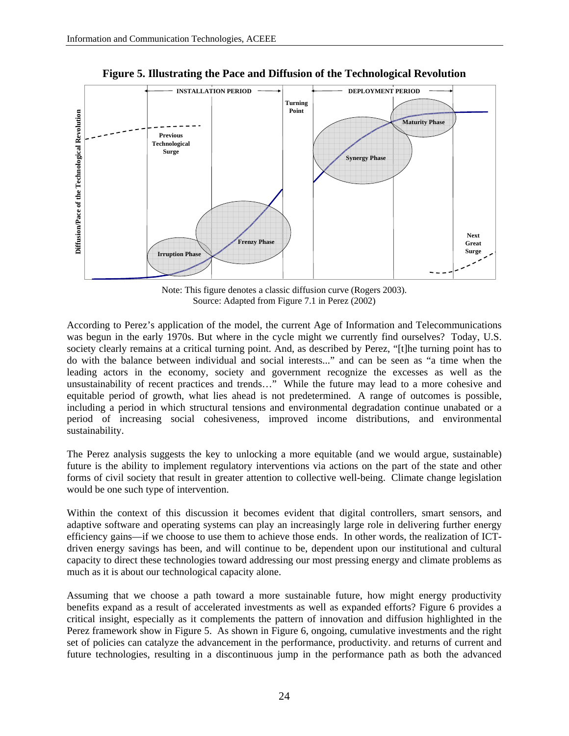**Figure 5. Illustrating the Pace and Diffusion of the Technological Revolution**

Note: This figure denotes a classic diffusion curve (Rogers 2003).
Source: Adapted from Figure 7.1 in Perez (2002)

According to Perez's application of the model, the current Age of Information and Telecommunications was begun in the early 1970s. But where in the cycle might we currently find ourselves? Today, U.S. society clearly remains at a critical turning point. And, as described by Perez, "[t]he turning point has to do with the balance between individual and social interests..." and can be seen as "a time when the leading actors in the economy, society and government recognize the excesses as well as the unsustainability of recent practices and trends…" While the future may lead to a more cohesive and equitable period of growth, what lies ahead is not predetermined. A range of outcomes is possible, including a period in which structural tensions and environmental degradation continue unabated or a period of increasing social cohesiveness, improved income distributions, and environmental sustainability.

The Perez analysis suggests the key to unlocking a more equitable (and we would argue, sustainable) future is the ability to implement regulatory interventions via actions on the part of the state and other forms of civil society that result in greater attention to collective well-being. Climate change legislation would be one such type of intervention.

Within the context of this discussion it becomes evident that digital controllers, smart sensors, and adaptive software and operating systems can play an increasingly large role in delivering further energy efficiency gains—if we choose to use them to achieve those ends. In other words, the realization of ICT-driven energy savings has been, and will continue to be, dependent upon our institutional and cultural capacity to direct these technologies toward addressing our most pressing energy and climate problems as much as it is about our technological capacity alone.

Assuming that we choose a path toward a more sustainable future, how might energy productivity benefits expand as a result of accelerated investments as well as expanded efforts? Figure 6 provides a critical insight, especially as it complements the pattern of innovation and diffusion highlighted in the Perez framework show in Figure 5. As shown in Figure 6, ongoing, cumulative investments and the right set of policies can catalyze the advancement in the performance, productivity. and returns of current and future technologies, resulting in a discontinuous jump in the performance path as both the advanced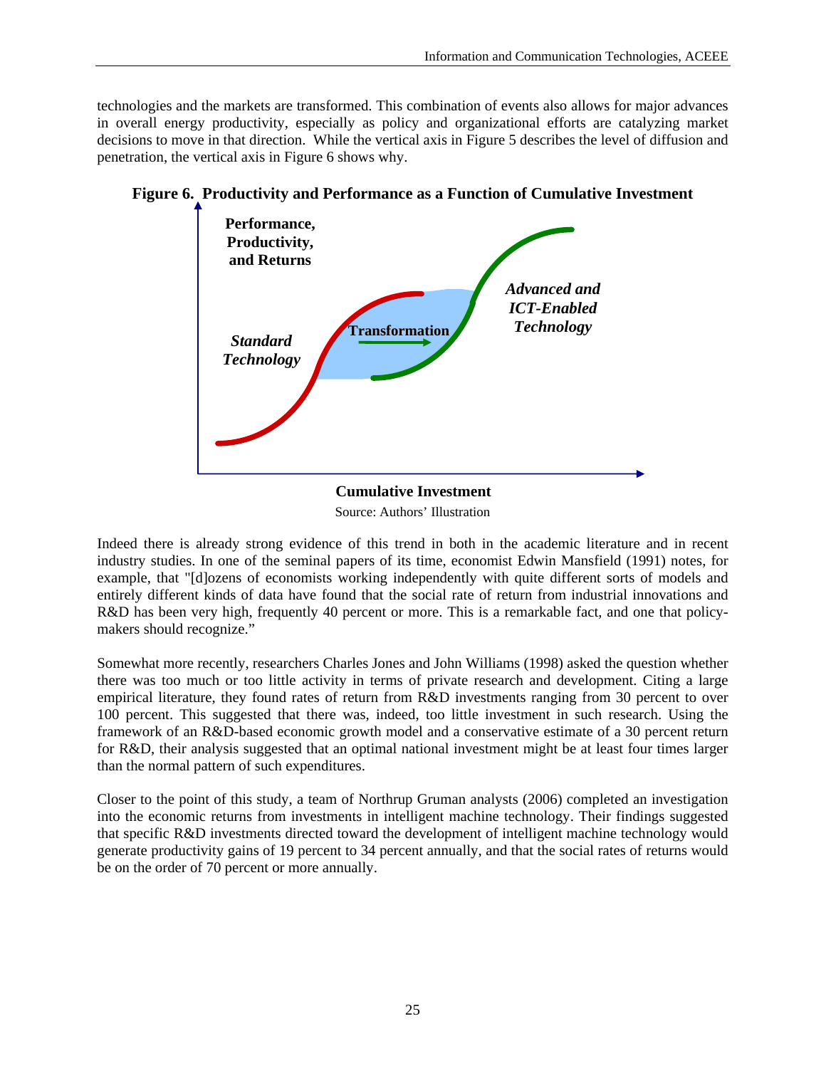technologies and the markets are transformed. This combination of events also allows for major advances in overall energy productivity, especially as policy and organizational efforts are catalyzing market decisions to move in that direction. While the vertical axis in Figure 5 describes the level of diffusion and penetration, the vertical axis in Figure 6 shows why.

**Figure 6. Productivity and Performance as a Function of Cumulative Investment**

**Performance, Productivity, and Returns**

***Standard Technology***

**Transformation**

***Advanced and ICT-Enabled Technology***

**Cumulative Investment**

Source: Authors' Illustration

Indeed there is already strong evidence of this trend in both in the academic literature and in recent industry studies. In one of the seminal papers of its time, economist Edwin Mansfield (1991) notes, for example, that "[d]ozens of economists working independently with quite different sorts of models and entirely different kinds of data have found that the social rate of return from industrial innovations and R&D has been very high, frequently 40 percent or more. This is a remarkable fact, and one that policy-makers should recognize."

Somewhat more recently, researchers Charles Jones and John Williams (1998) asked the question whether there was too much or too little activity in terms of private research and development. Citing a large empirical literature, they found rates of return from R&D investments ranging from 30 percent to over 100 percent. This suggested that there was, indeed, too little investment in such research. Using the framework of an R&D-based economic growth model and a conservative estimate of a 30 percent return for R&D, their analysis suggested that an optimal national investment might be at least four times larger than the normal pattern of such expenditures.

Closer to the point of this study, a team of Northrup Gruman analysts (2006) completed an investigation into the economic returns from investments in intelligent machine technology. Their findings suggested that specific R&D investments directed toward the development of intelligent machine technology would generate productivity gains of 19 percent to 34 percent annually, and that the social rates of returns would be on the order of 70 percent or more annually.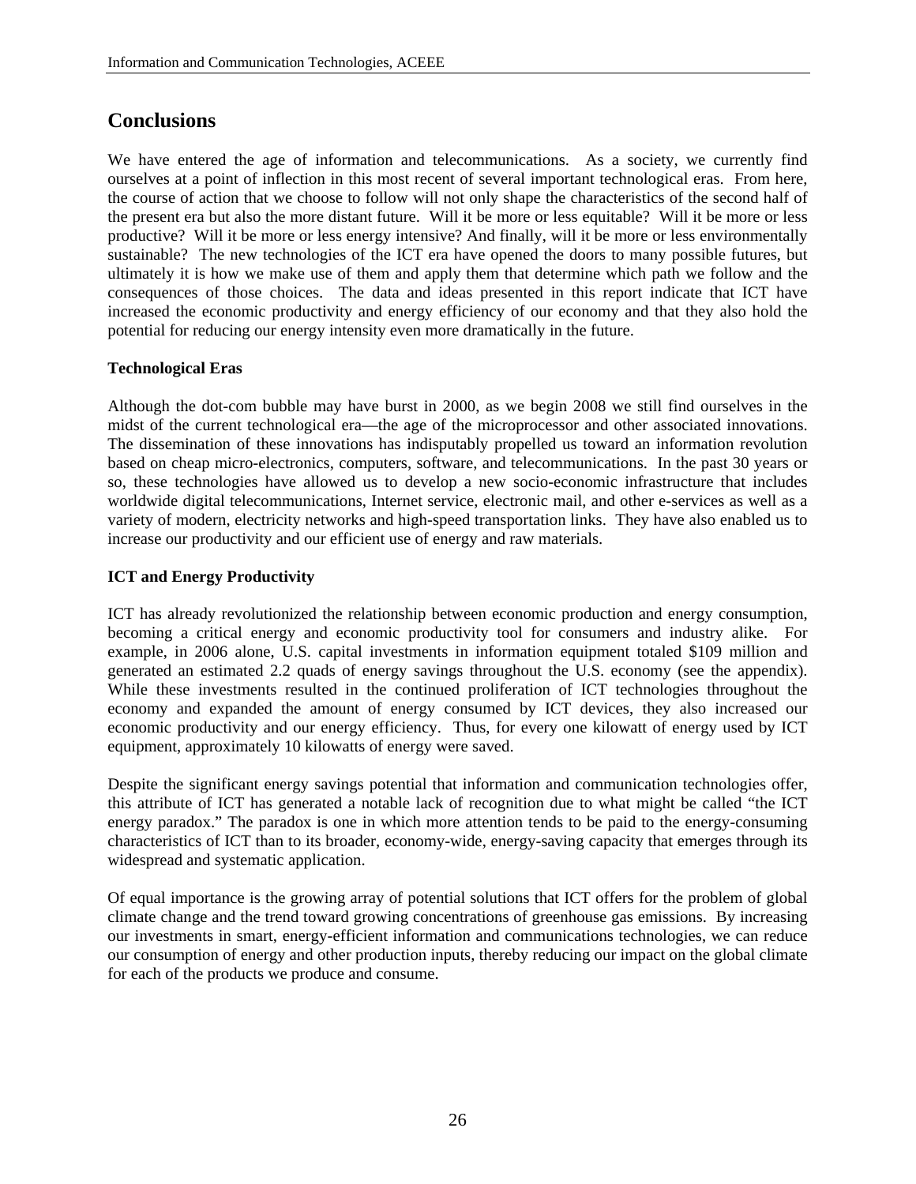# Conclusions

We have entered the age of information and telecommunications. As a society, we currently find ourselves at a point of inflection in this most recent of several important technological eras. From here, the course of action that we choose to follow will not only shape the characteristics of the second half of the present era but also the more distant future. Will it be more or less equitable? Will it be more or less productive? Will it be more or less energy intensive? And finally, will it be more or less environmentally sustainable? The new technologies of the ICT era have opened the doors to many possible futures, but ultimately it is how we make use of them and apply them that determine which path we follow and the consequences of those choices. The data and ideas presented in this report indicate that ICT have increased the economic productivity and energy efficiency of our economy and that they also hold the potential for reducing our energy intensity even more dramatically in the future.

**Technological Eras**

Although the dot-com bubble may have burst in 2000, as we begin 2008 we still find ourselves in the midst of the current technological era—the age of the microprocessor and other associated innovations. The dissemination of these innovations has indisputably propelled us toward an information revolution based on cheap micro-electronics, computers, software, and telecommunications. In the past 30 years or so, these technologies have allowed us to develop a new socio-economic infrastructure that includes worldwide digital telecommunications, Internet service, electronic mail, and other e-services as well as a variety of modern, electricity networks and high-speed transportation links. They have also enabled us to increase our productivity and our efficient use of energy and raw materials.

**ICT and Energy Productivity**

ICT has already revolutionized the relationship between economic production and energy consumption, becoming a critical energy and economic productivity tool for consumers and industry alike. For example, in 2006 alone, U.S. capital investments in information equipment totaled $109 million and generated an estimated 2.2 quads of energy savings throughout the U.S. economy (see the appendix). While these investments resulted in the continued proliferation of ICT technologies throughout the economy and expanded the amount of energy consumed by ICT devices, they also increased our economic productivity and our energy efficiency. Thus, for every one kilowatt of energy used by ICT equipment, approximately 10 kilowatts of energy were saved.

Despite the significant energy savings potential that information and communication technologies offer, this attribute of ICT has generated a notable lack of recognition due to what might be called "the ICT energy paradox." The paradox is one in which more attention tends to be paid to the energy-consuming characteristics of ICT than to its broader, economy-wide, energy-saving capacity that emerges through its widespread and systematic application.

Of equal importance is the growing array of potential solutions that ICT offers for the problem of global climate change and the trend toward growing concentrations of greenhouse gas emissions. By increasing our investments in smart, energy-efficient information and communications technologies, we can reduce our consumption of energy and other production inputs, thereby reducing our impact on the global climate for each of the products we produce and consume.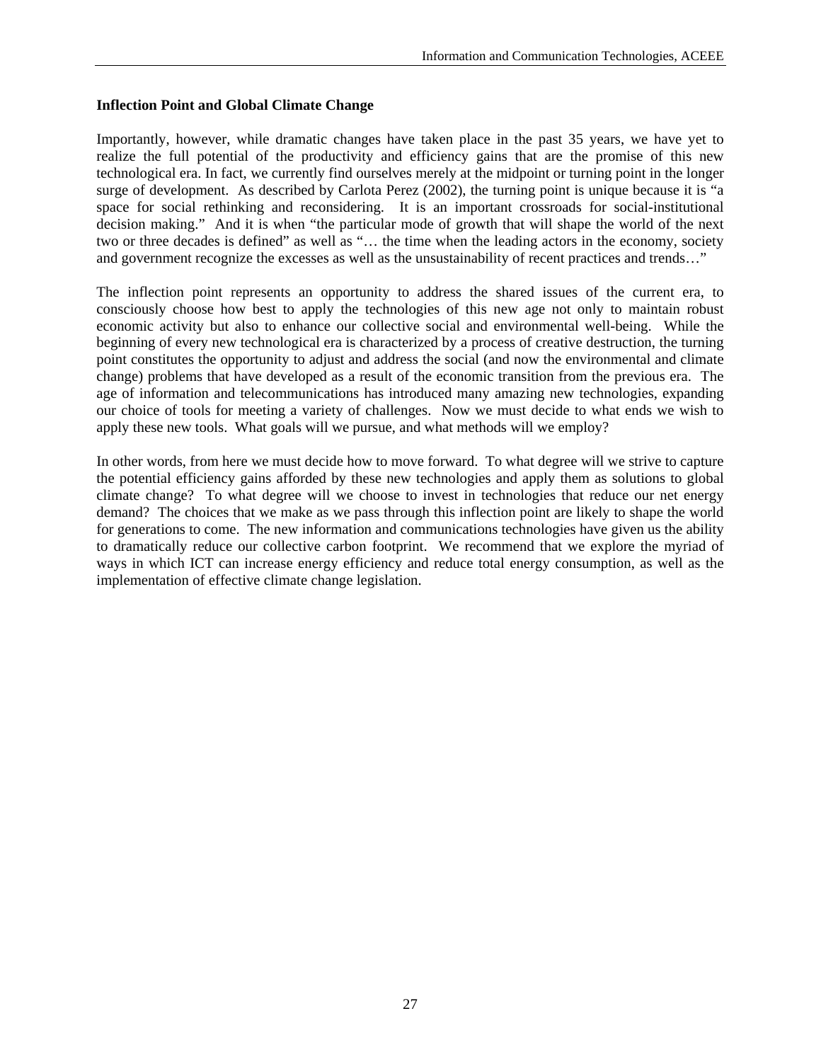### Inflection Point and Global Climate Change

Importantly, however, while dramatic changes have taken place in the past 35 years, we have yet to realize the full potential of the productivity and efficiency gains that are the promise of this new technological era. In fact, we currently find ourselves merely at the midpoint or turning point in the longer surge of development. As described by Carlota Perez (2002), the turning point is unique because it is "a space for social rethinking and reconsidering. It is an important crossroads for social-institutional decision making." And it is when "the particular mode of growth that will shape the world of the next two or three decades is defined" as well as "… the time when the leading actors in the economy, society and government recognize the excesses as well as the unsustainability of recent practices and trends…"

The inflection point represents an opportunity to address the shared issues of the current era, to consciously choose how best to apply the technologies of this new age not only to maintain robust economic activity but also to enhance our collective social and environmental well-being. While the beginning of every new technological era is characterized by a process of creative destruction, the turning point constitutes the opportunity to adjust and address the social (and now the environmental and climate change) problems that have developed as a result of the economic transition from the previous era. The age of information and telecommunications has introduced many amazing new technologies, expanding our choice of tools for meeting a variety of challenges. Now we must decide to what ends we wish to apply these new tools. What goals will we pursue, and what methods will we employ?

In other words, from here we must decide how to move forward. To what degree will we strive to capture the potential efficiency gains afforded by these new technologies and apply them as solutions to global climate change? To what degree will we choose to invest in technologies that reduce our net energy demand? The choices that we make as we pass through this inflection point are likely to shape the world for generations to come. The new information and communications technologies have given us the ability to dramatically reduce our collective carbon footprint. We recommend that we explore the myriad of ways in which ICT can increase energy efficiency and reduce total energy consumption, as well as the implementation of effective climate change legislation.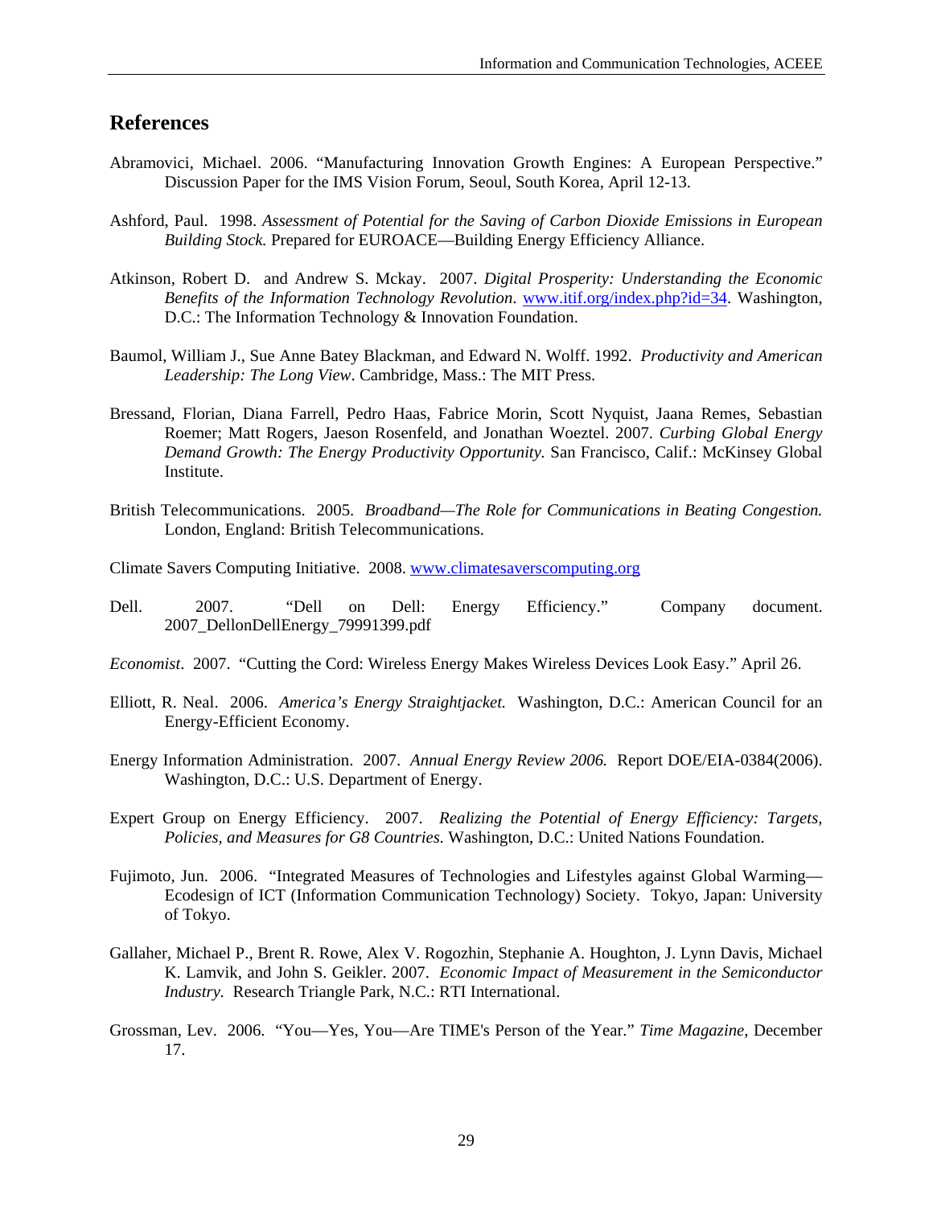## References

Abramovici, Michael. 2006. "Manufacturing Innovation Growth Engines: A European Perspective." Discussion Paper for the IMS Vision Forum, Seoul, South Korea, April 12-13.

Ashford, Paul. 1998. *Assessment of Potential for the Saving of Carbon Dioxide Emissions in European Building Stock.* Prepared for EUROACE—Building Energy Efficiency Alliance.

Atkinson, Robert D. and Andrew S. Mckay. 2007. *Digital Prosperity: Understanding the Economic Benefits of the Information Technology Revolution*. www.itif.org/index.php?id=34. Washington, D.C.: The Information Technology & Innovation Foundation.

Baumol, William J., Sue Anne Batey Blackman, and Edward N. Wolff. 1992. *Productivity and American Leadership: The Long View*. Cambridge, Mass.: The MIT Press.

Bressand, Florian, Diana Farrell, Pedro Haas, Fabrice Morin, Scott Nyquist, Jaana Remes, Sebastian Roemer; Matt Rogers, Jaeson Rosenfeld, and Jonathan Woeztel. 2007. *Curbing Global Energy Demand Growth: The Energy Productivity Opportunity.* San Francisco, Calif.: McKinsey Global Institute.

British Telecommunications. 2005. *Broadband—The Role for Communications in Beating Congestion.* London, England: British Telecommunications.

Climate Savers Computing Initiative. 2008. www.climatesaverscomputing.org

Dell. 2007. "Dell on Dell: Energy Efficiency." Company document. 2007_DellonDellEnergy_79991399.pdf

*Economist*. 2007. "Cutting the Cord: Wireless Energy Makes Wireless Devices Look Easy." April 26.

Elliott, R. Neal. 2006. *America's Energy Straightjacket.* Washington, D.C.: American Council for an Energy-Efficient Economy.

Energy Information Administration. 2007. *Annual Energy Review 2006.* Report DOE/EIA-0384(2006). Washington, D.C.: U.S. Department of Energy.

Expert Group on Energy Efficiency. 2007. *Realizing the Potential of Energy Efficiency: Targets, Policies, and Measures for G8 Countries.* Washington, D.C.: United Nations Foundation.

Fujimoto, Jun. 2006. "Integrated Measures of Technologies and Lifestyles against Global Warming—Ecodesign of ICT (Information Communication Technology) Society. Tokyo, Japan: University of Tokyo.

Gallaher, Michael P., Brent R. Rowe, Alex V. Rogozhin, Stephanie A. Houghton, J. Lynn Davis, Michael K. Lamvik, and John S. Geikler. 2007. *Economic Impact of Measurement in the Semiconductor Industry.* Research Triangle Park, N.C.: RTI International.

Grossman, Lev. 2006. "You—Yes, You—Are TIME's Person of the Year." *Time Magazine*, December 17.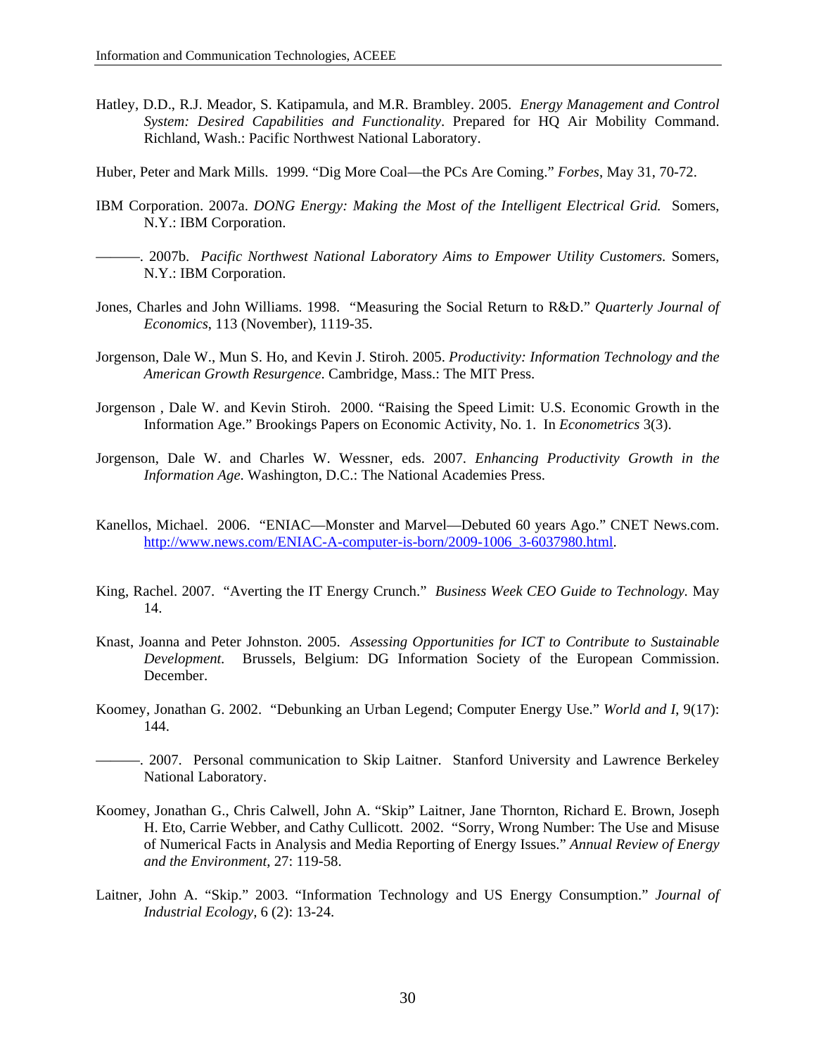Hatley, D.D., R.J. Meador, S. Katipamula, and M.R. Brambley. 2005. *Energy Management and Control System: Desired Capabilities and Functionality*. Prepared for HQ Air Mobility Command. Richland, Wash.: Pacific Northwest National Laboratory.

Huber, Peter and Mark Mills. 1999. "Dig More Coal—the PCs Are Coming." *Forbes*, May 31, 70-72.

IBM Corporation. 2007a. *DONG Energy: Making the Most of the Intelligent Electrical Grid.* Somers, N.Y.: IBM Corporation.

———. 2007b. *Pacific Northwest National Laboratory Aims to Empower Utility Customers.* Somers, N.Y.: IBM Corporation.

Jones, Charles and John Williams. 1998. "Measuring the Social Return to R&D." *Quarterly Journal of Economics*, 113 (November), 1119-35.

Jorgenson, Dale W., Mun S. Ho, and Kevin J. Stiroh. 2005. *Productivity: Information Technology and the American Growth Resurgence*. Cambridge, Mass.: The MIT Press.

Jorgenson , Dale W. and Kevin Stiroh. 2000. "Raising the Speed Limit: U.S. Economic Growth in the Information Age." Brookings Papers on Economic Activity, No. 1. In *Econometrics* 3(3).

Jorgenson, Dale W. and Charles W. Wessner, eds. 2007. *Enhancing Productivity Growth in the Information Age*. Washington, D.C.: The National Academies Press.

Kanellos, Michael. 2006. "ENIAC—Monster and Marvel—Debuted 60 years Ago." CNET News.com. http://www.news.com/ENIAC-A-computer-is-born/2009-1006_3-6037980.html.

King, Rachel. 2007. "Averting the IT Energy Crunch." *Business Week CEO Guide to Technology.* May 14.

Knast, Joanna and Peter Johnston. 2005. *Assessing Opportunities for ICT to Contribute to Sustainable Development.* Brussels, Belgium: DG Information Society of the European Commission. December.

Koomey, Jonathan G. 2002. "Debunking an Urban Legend; Computer Energy Use." *World and I*, 9(17): 144.

———. 2007. Personal communication to Skip Laitner. Stanford University and Lawrence Berkeley National Laboratory.

Koomey, Jonathan G., Chris Calwell, John A. "Skip" Laitner, Jane Thornton, Richard E. Brown, Joseph H. Eto, Carrie Webber, and Cathy Cullicott. 2002. "Sorry, Wrong Number: The Use and Misuse of Numerical Facts in Analysis and Media Reporting of Energy Issues." *Annual Review of Energy and the Environment*, 27: 119-58.

Laitner, John A. "Skip." 2003. "Information Technology and US Energy Consumption." *Journal of Industrial Ecology*, 6 (2): 13-24.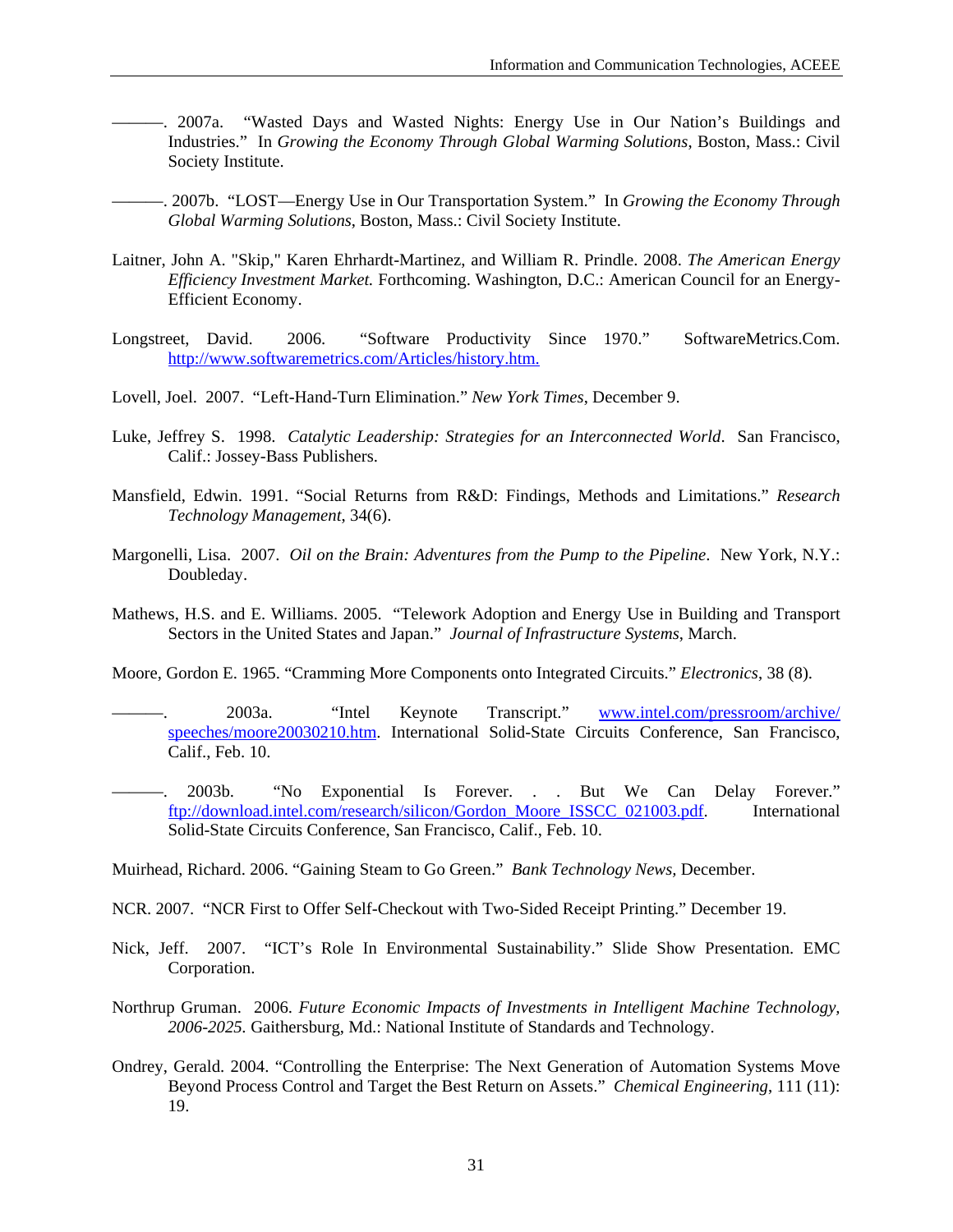———. 2007a. "Wasted Days and Wasted Nights: Energy Use in Our Nation's Buildings and Industries." In *Growing the Economy Through Global Warming Solutions*, Boston, Mass.: Civil Society Institute.

———. 2007b. "LOST—Energy Use in Our Transportation System." In *Growing the Economy Through Global Warming Solutions*, Boston, Mass.: Civil Society Institute.

Laitner, John A. "Skip," Karen Ehrhardt-Martinez, and William R. Prindle. 2008. *The American Energy Efficiency Investment Market.* Forthcoming. Washington, D.C.: American Council for an Energy-Efficient Economy.

Longstreet, David. 2006. "Software Productivity Since 1970." SoftwareMetrics.Com. http://www.softwaremetrics.com/Articles/history.htm.

Lovell, Joel. 2007. "Left-Hand-Turn Elimination." *New York Times*, December 9.

Luke, Jeffrey S. 1998. *Catalytic Leadership: Strategies for an Interconnected World*. San Francisco, Calif.: Jossey-Bass Publishers.

Mansfield, Edwin. 1991. "Social Returns from R&D: Findings, Methods and Limitations." *Research Technology Management*, 34(6).

Margonelli, Lisa. 2007. *Oil on the Brain: Adventures from the Pump to the Pipeline*. New York, N.Y.: Doubleday.

Mathews, H.S. and E. Williams. 2005. "Telework Adoption and Energy Use in Building and Transport Sectors in the United States and Japan." *Journal of Infrastructure Systems*, March.

Moore, Gordon E. 1965. "Cramming More Components onto Integrated Circuits." *Electronics*, 38 (8).

———. 2003a. "Intel Keynote Transcript." www.intel.com/pressroom/archive/speeches/moore20030210.htm. International Solid-State Circuits Conference, San Francisco, Calif., Feb. 10.

———. 2003b. "No Exponential Is Forever. . . But We Can Delay Forever." ftp://download.intel.com/research/silicon/Gordon_Moore_ISSCC_021003.pdf. International Solid-State Circuits Conference, San Francisco, Calif., Feb. 10.

Muirhead, Richard. 2006. "Gaining Steam to Go Green." *Bank Technology News,* December.

NCR. 2007. "NCR First to Offer Self-Checkout with Two-Sided Receipt Printing." December 19.

Nick, Jeff. 2007. "ICT's Role In Environmental Sustainability." Slide Show Presentation. EMC Corporation.

Northrup Gruman. 2006. *Future Economic Impacts of Investments in Intelligent Machine Technology, 2006-2025.* Gaithersburg, Md.: National Institute of Standards and Technology.

Ondrey, Gerald. 2004. "Controlling the Enterprise: The Next Generation of Automation Systems Move Beyond Process Control and Target the Best Return on Assets." *Chemical Engineering*, 111 (11): 19.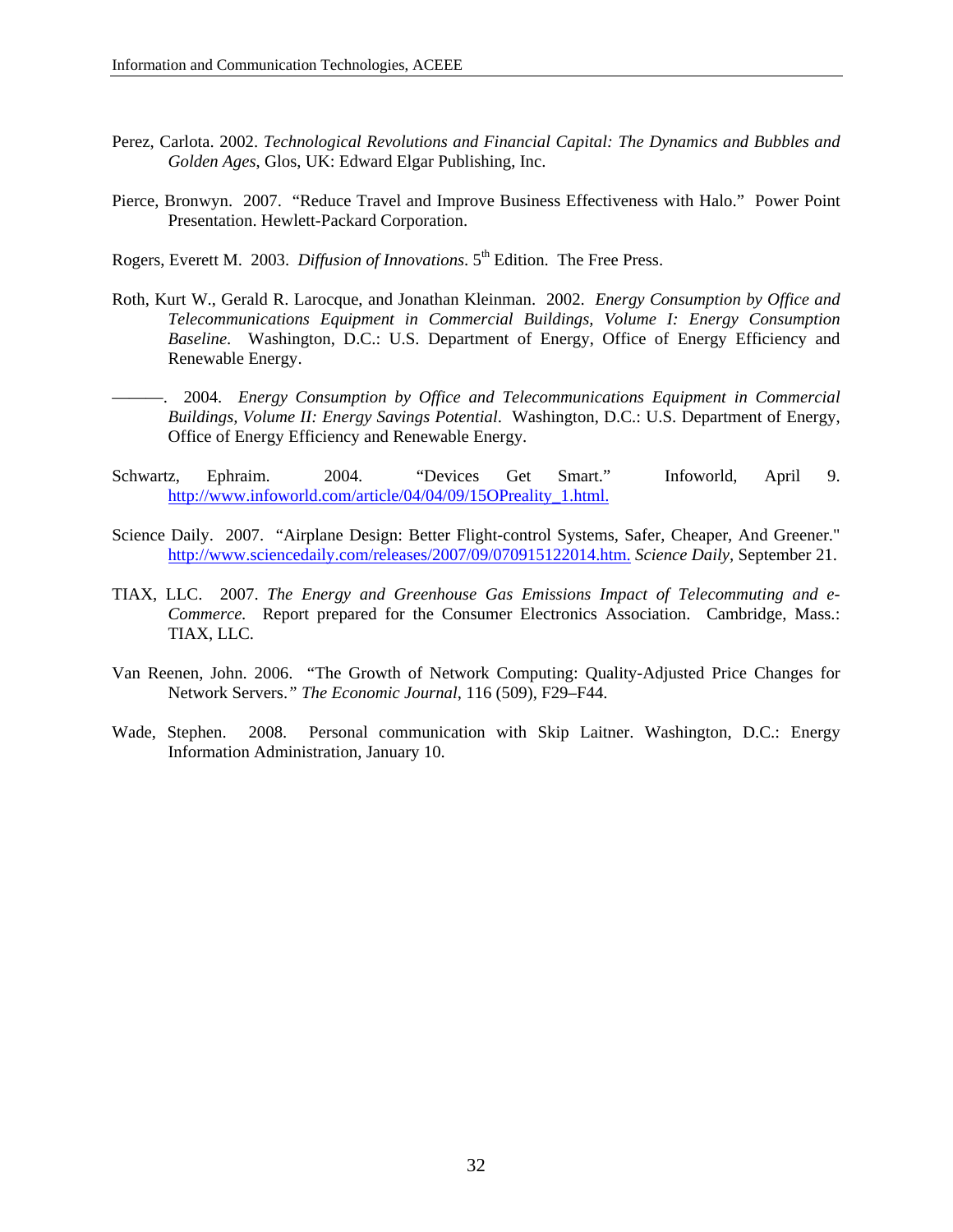Perez, Carlota. 2002. *Technological Revolutions and Financial Capital: The Dynamics and Bubbles and Golden Ages*, Glos, UK: Edward Elgar Publishing, Inc.

Pierce, Bronwyn. 2007. "Reduce Travel and Improve Business Effectiveness with Halo." Power Point Presentation. Hewlett-Packard Corporation.

Rogers, Everett M. 2003. *Diffusion of Innovations*. 5th Edition. The Free Press.

Roth, Kurt W., Gerald R. Larocque, and Jonathan Kleinman. 2002. *Energy Consumption by Office and Telecommunications Equipment in Commercial Buildings, Volume I: Energy Consumption Baseline.* Washington, D.C.: U.S. Department of Energy, Office of Energy Efficiency and Renewable Energy.

———. 2004. *Energy Consumption by Office and Telecommunications Equipment in Commercial Buildings, Volume II: Energy Savings Potential*. Washington, D.C.: U.S. Department of Energy, Office of Energy Efficiency and Renewable Energy.

Schwartz, Ephraim. 2004. "Devices Get Smart." Infoworld, April 9. http://www.infoworld.com/article/04/04/09/15OPreality_1.html.

Science Daily. 2007. "Airplane Design: Better Flight-control Systems, Safer, Cheaper, And Greener." http://www.sciencedaily.com/releases/2007/09/070915122014.htm. *Science Daily*, September 21.

TIAX, LLC. 2007. *The Energy and Greenhouse Gas Emissions Impact of Telecommuting and e-Commerce.* Report prepared for the Consumer Electronics Association. Cambridge, Mass.: TIAX, LLC.

Van Reenen, John. 2006. "The Growth of Network Computing: Quality-Adjusted Price Changes for Network Servers." *The Economic Journal*, 116 (509), F29–F44.

Wade, Stephen. 2008. Personal communication with Skip Laitner. Washington, D.C.: Energy Information Administration, January 10.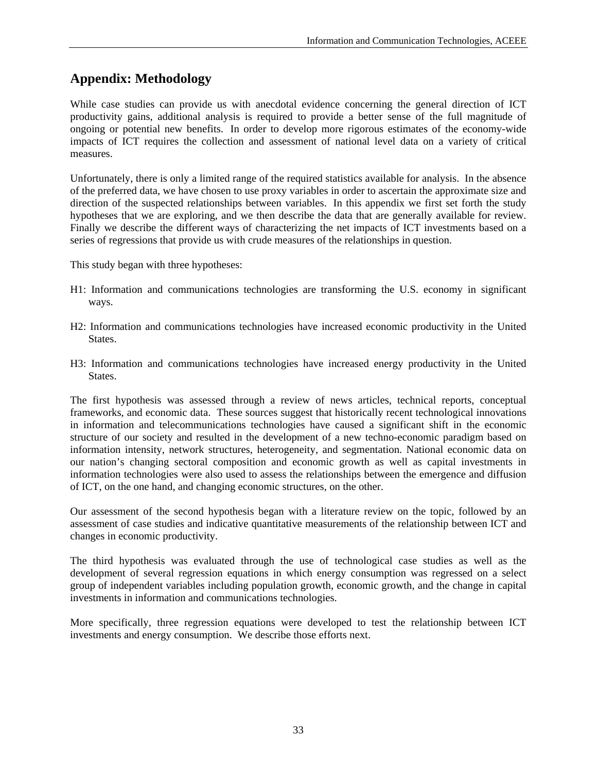## Appendix: Methodology

While case studies can provide us with anecdotal evidence concerning the general direction of ICT productivity gains, additional analysis is required to provide a better sense of the full magnitude of ongoing or potential new benefits. In order to develop more rigorous estimates of the economy-wide impacts of ICT requires the collection and assessment of national level data on a variety of critical measures.

Unfortunately, there is only a limited range of the required statistics available for analysis. In the absence of the preferred data, we have chosen to use proxy variables in order to ascertain the approximate size and direction of the suspected relationships between variables. In this appendix we first set forth the study hypotheses that we are exploring, and we then describe the data that are generally available for review. Finally we describe the different ways of characterizing the net impacts of ICT investments based on a series of regressions that provide us with crude measures of the relationships in question.

This study began with three hypotheses:

H1: Information and communications technologies are transforming the U.S. economy in significant ways.

H2: Information and communications technologies have increased economic productivity in the United States.

H3: Information and communications technologies have increased energy productivity in the United States.

The first hypothesis was assessed through a review of news articles, technical reports, conceptual frameworks, and economic data. These sources suggest that historically recent technological innovations in information and telecommunications technologies have caused a significant shift in the economic structure of our society and resulted in the development of a new techno-economic paradigm based on information intensity, network structures, heterogeneity, and segmentation. National economic data on our nation's changing sectoral composition and economic growth as well as capital investments in information technologies were also used to assess the relationships between the emergence and diffusion of ICT, on the one hand, and changing economic structures, on the other.

Our assessment of the second hypothesis began with a literature review on the topic, followed by an assessment of case studies and indicative quantitative measurements of the relationship between ICT and changes in economic productivity.

The third hypothesis was evaluated through the use of technological case studies as well as the development of several regression equations in which energy consumption was regressed on a select group of independent variables including population growth, economic growth, and the change in capital investments in information and communications technologies.

More specifically, three regression equations were developed to test the relationship between ICT investments and energy consumption. We describe those efforts next.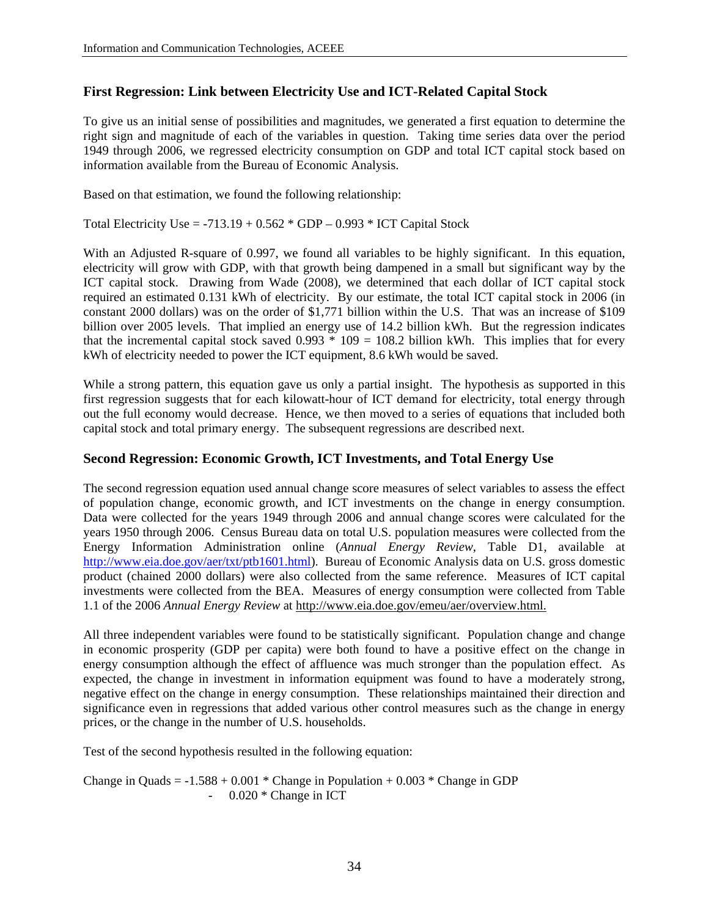## First Regression: Link between Electricity Use and ICT-Related Capital Stock

To give us an initial sense of possibilities and magnitudes, we generated a first equation to determine the right sign and magnitude of each of the variables in question. Taking time series data over the period 1949 through 2006, we regressed electricity consumption on GDP and total ICT capital stock based on information available from the Bureau of Economic Analysis.

Based on that estimation, we found the following relationship:

Total Electricity Use = -713.19 + 0.562 * GDP – 0.993 * ICT Capital Stock

With an Adjusted R-square of 0.997, we found all variables to be highly significant. In this equation, electricity will grow with GDP, with that growth being dampened in a small but significant way by the ICT capital stock. Drawing from Wade (2008), we determined that each dollar of ICT capital stock required an estimated 0.131 kWh of electricity. By our estimate, the total ICT capital stock in 2006 (in constant 2000 dollars) was on the order of $1,771 billion within the U.S. That was an increase of $109 billion over 2005 levels. That implied an energy use of 14.2 billion kWh. But the regression indicates that the incremental capital stock saved 0.993 * 109 = 108.2 billion kWh. This implies that for every kWh of electricity needed to power the ICT equipment, 8.6 kWh would be saved.

While a strong pattern, this equation gave us only a partial insight. The hypothesis as supported in this first regression suggests that for each kilowatt-hour of ICT demand for electricity, total energy through out the full economy would decrease. Hence, we then moved to a series of equations that included both capital stock and total primary energy. The subsequent regressions are described next.

## Second Regression: Economic Growth, ICT Investments, and Total Energy Use

The second regression equation used annual change score measures of select variables to assess the effect of population change, economic growth, and ICT investments on the change in energy consumption. Data were collected for the years 1949 through 2006 and annual change scores were calculated for the years 1950 through 2006. Census Bureau data on total U.S. population measures were collected from the Energy Information Administration online (*Annual Energy Review*, Table D1, available at http://www.eia.doe.gov/aer/txt/ptb1601.html). Bureau of Economic Analysis data on U.S. gross domestic product (chained 2000 dollars) were also collected from the same reference. Measures of ICT capital investments were collected from the BEA. Measures of energy consumption were collected from Table 1.1 of the 2006 *Annual Energy Review* at http://www.eia.doe.gov/emeu/aer/overview.html.

All three independent variables were found to be statistically significant. Population change and change in economic prosperity (GDP per capita) were both found to have a positive effect on the change in energy consumption although the effect of affluence was much stronger than the population effect. As expected, the change in investment in information equipment was found to have a moderately strong, negative effect on the change in energy consumption. These relationships maintained their direction and significance even in regressions that added various other control measures such as the change in energy prices, or the change in the number of U.S. households.

Test of the second hypothesis resulted in the following equation:

Change in Quads = -1.588 + 0.001 * Change in Population + 0.003 * Change in GDP - 0.020 * Change in ICT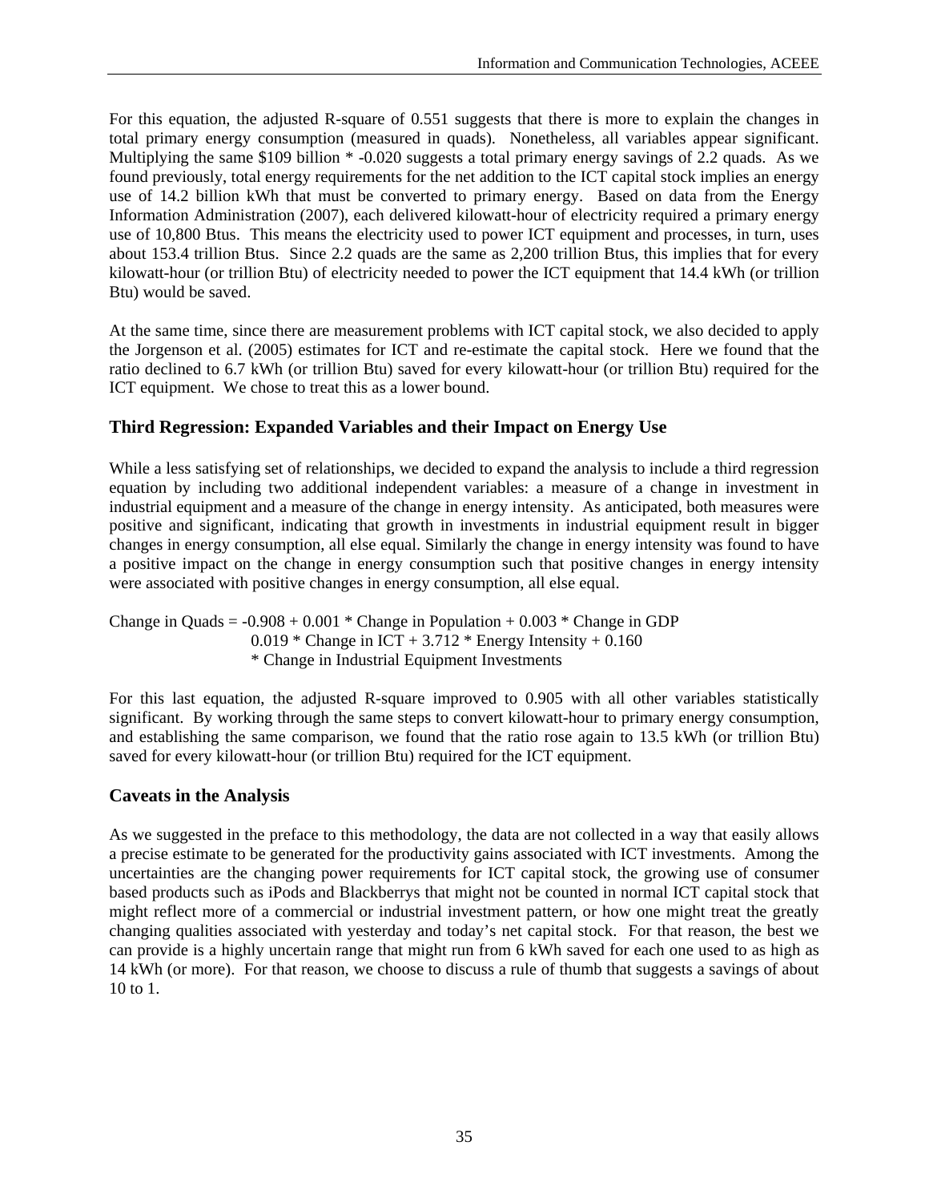For this equation, the adjusted R-square of 0.551 suggests that there is more to explain the changes in total primary energy consumption (measured in quads). Nonetheless, all variables appear significant. Multiplying the same $109 billion * -0.020 suggests a total primary energy savings of 2.2 quads. As we found previously, total energy requirements for the net addition to the ICT capital stock implies an energy use of 14.2 billion kWh that must be converted to primary energy. Based on data from the Energy Information Administration (2007), each delivered kilowatt-hour of electricity required a primary energy use of 10,800 Btus. This means the electricity used to power ICT equipment and processes, in turn, uses about 153.4 trillion Btus. Since 2.2 quads are the same as 2,200 trillion Btus, this implies that for every kilowatt-hour (or trillion Btu) of electricity needed to power the ICT equipment that 14.4 kWh (or trillion Btu) would be saved.

At the same time, since there are measurement problems with ICT capital stock, we also decided to apply the Jorgenson et al. (2005) estimates for ICT and re-estimate the capital stock. Here we found that the ratio declined to 6.7 kWh (or trillion Btu) saved for every kilowatt-hour (or trillion Btu) required for the ICT equipment. We chose to treat this as a lower bound.

### Third Regression: Expanded Variables and their Impact on Energy Use

While a less satisfying set of relationships, we decided to expand the analysis to include a third regression equation by including two additional independent variables: a measure of a change in investment in industrial equipment and a measure of the change in energy intensity. As anticipated, both measures were positive and significant, indicating that growth in investments in industrial equipment result in bigger changes in energy consumption, all else equal. Similarly the change in energy intensity was found to have a positive impact on the change in energy consumption such that positive changes in energy intensity were associated with positive changes in energy consumption, all else equal.

Change in Quads = -0.908 + 0.001 * Change in Population + 0.003 * Change in GDP
0.019 * Change in ICT + 3.712 * Energy Intensity + 0.160
* Change in Industrial Equipment Investments

For this last equation, the adjusted R-square improved to 0.905 with all other variables statistically significant. By working through the same steps to convert kilowatt-hour to primary energy consumption, and establishing the same comparison, we found that the ratio rose again to 13.5 kWh (or trillion Btu) saved for every kilowatt-hour (or trillion Btu) required for the ICT equipment.

### Caveats in the Analysis

As we suggested in the preface to this methodology, the data are not collected in a way that easily allows a precise estimate to be generated for the productivity gains associated with ICT investments. Among the uncertainties are the changing power requirements for ICT capital stock, the growing use of consumer based products such as iPods and Blackberrys that might not be counted in normal ICT capital stock that might reflect more of a commercial or industrial investment pattern, or how one might treat the greatly changing qualities associated with yesterday and today's net capital stock. For that reason, the best we can provide is a highly uncertain range that might run from 6 kWh saved for each one used to as high as 14 kWh (or more). For that reason, we choose to discuss a rule of thumb that suggests a savings of about 10 to 1.